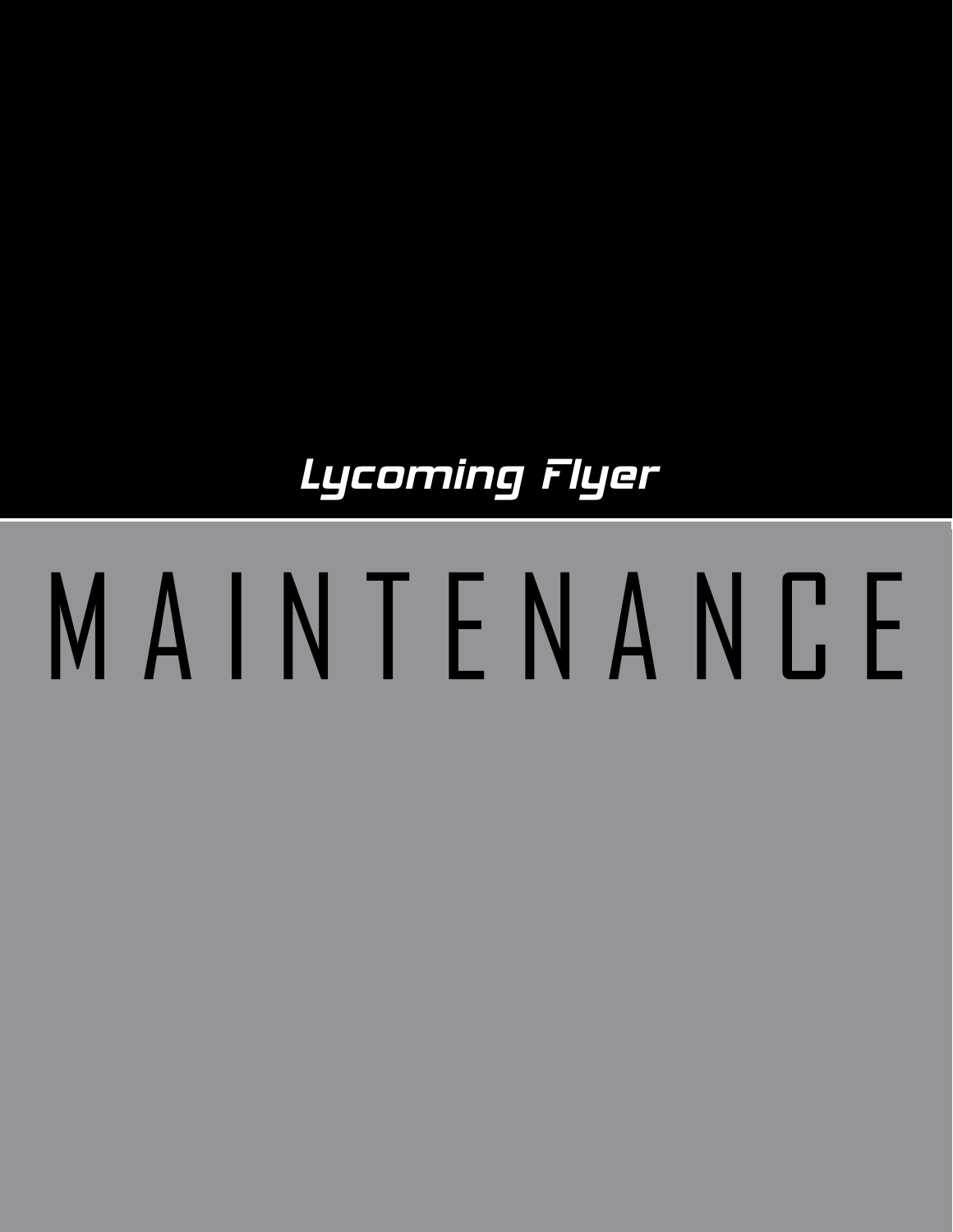Lycoming Flyer

# MAINTENANCE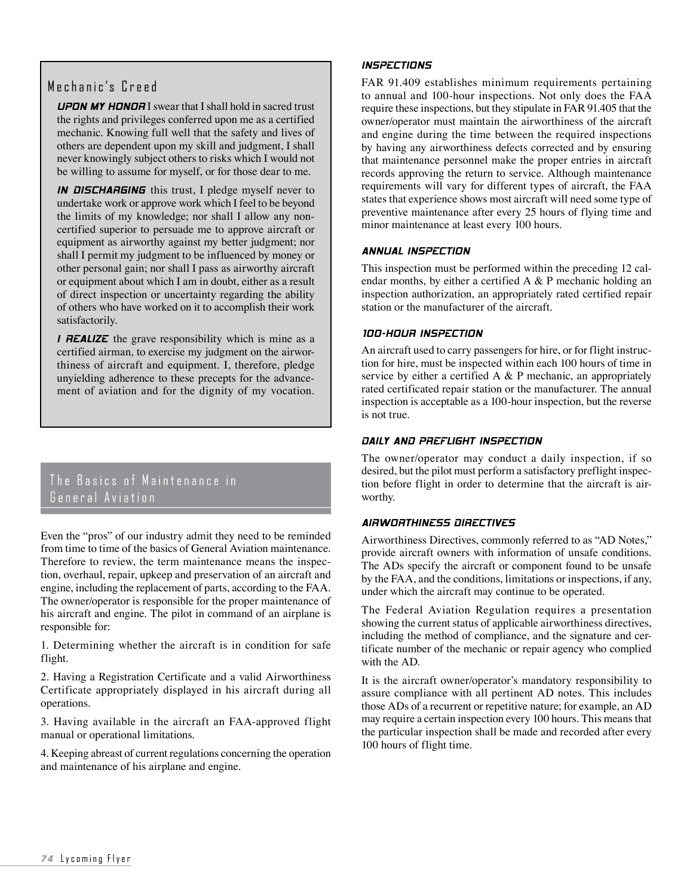## Mechanic's Creed

**UPON MY HONOR** I swear that I shall hold in sacred trust the rights and privileges conferred upon me as a certified mechanic. Knowing full well that the safety and lives of others are dependent upon my skill and judgment, I shall never knowingly subject others to risks which I would not be willing to assume for myself, or for those dear to me.

**IN DISCHARGING** this trust, I pledge myself never to undertake work or approve work which I feel to be beyond the limits of my knowledge; nor shall I allow any non-certified superior to persuade me to approve aircraft or equipment as airworthy against my better judgment; nor shall I permit my judgment to be influenced by money or other personal gain; nor shall I pass as airworthy aircraft or equipment about which I am in doubt, either as a result of direct inspection or uncertainty regarding the ability of others who have worked on it to accomplish their work satisfactorily.

**I REALIZE** the grave responsibility which is mine as a certified airman, to exercise my judgment on the airworthiness of aircraft and equipment. I, therefore, pledge unyielding adherence to these precepts for the advancement of aviation and for the dignity of my vocation.

## The Basics of Maintenance in General Aviation

Even the "pros" of our industry admit they need to be reminded from time to time of the basics of General Aviation maintenance. Therefore to review, the term maintenance means the inspection, overhaul, repair, upkeep and preservation of an aircraft and engine, including the replacement of parts, according to the FAA. The owner/operator is responsible for the proper maintenance of his aircraft and engine. The pilot in command of an airplane is responsible for:

1. Determining whether the aircraft is in condition for safe flight.

2. Having a Registration Certificate and a valid Airworthiness Certificate appropriately displayed in his aircraft during all operations.

3. Having available in the aircraft an FAA-approved flight manual or operational limitations.

4. Keeping abreast of current regulations concerning the operation and maintenance of his airplane and engine.

### INSPECTIONS

FAR 91.409 establishes minimum requirements pertaining to annual and 100-hour inspections. Not only does the FAA require these inspections, but they stipulate in FAR 91.405 that the owner/operator must maintain the airworthiness of the aircraft and engine during the time between the required inspections by having any airworthiness defects corrected and by ensuring that maintenance personnel make the proper entries in aircraft records approving the return to service. Although maintenance requirements will vary for different types of aircraft, the FAA states that experience shows most aircraft will need some type of preventive maintenance after every 25 hours of flying time and minor maintenance at least every 100 hours.

### ANNUAL INSPECTION

This inspection must be performed within the preceding 12 calendar months, by either a certified A & P mechanic holding an inspection authorization, an appropriately rated certified repair station or the manufacturer of the aircraft.

### 100-HOUR INSPECTION

An aircraft used to carry passengers for hire, or for flight instruction for hire, must be inspected within each 100 hours of time in service by either a certified A & P mechanic, an appropriately rated certificated repair station or the manufacturer. The annual inspection is acceptable as a 100-hour inspection, but the reverse is not true.

### DAILY AND PREFLIGHT INSPECTION

The owner/operator may conduct a daily inspection, if so desired, but the pilot must perform a satisfactory preflight inspection before flight in order to determine that the aircraft is airworthy.

### AIRWORTHINESS DIRECTIVES

Airworthiness Directives, commonly referred to as "AD Notes," provide aircraft owners with information of unsafe conditions. The ADs specify the aircraft or component found to be unsafe by the FAA, and the conditions, limitations or inspections, if any, under which the aircraft may continue to be operated.

The Federal Aviation Regulation requires a presentation showing the current status of applicable airworthiness directives, including the method of compliance, and the signature and certificate number of the mechanic or repair agency who complied with the AD.

It is the aircraft owner/operator's mandatory responsibility to assure compliance with all pertinent AD notes. This includes those ADs of a recurrent or repetitive nature; for example, an AD may require a certain inspection every 100 hours. This means that the particular inspection shall be made and recorded after every 100 hours of flight time.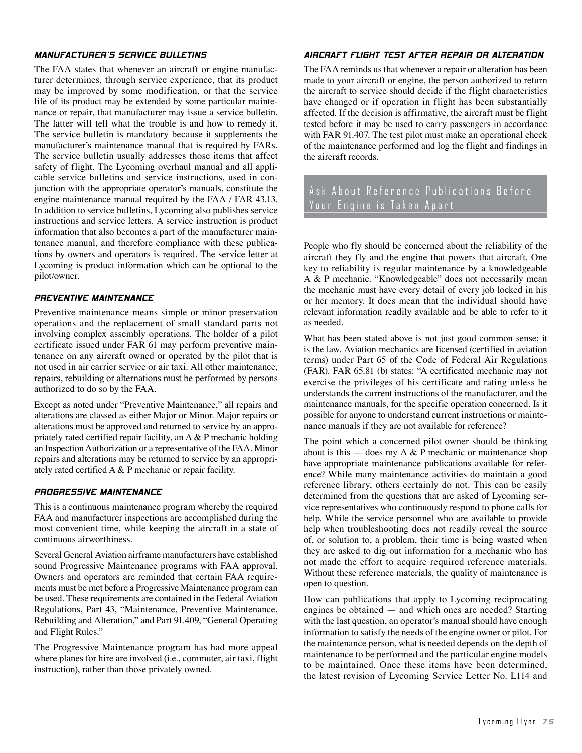### MANUFACTURER'S SERVICE BULLETINS

The FAA states that whenever an aircraft or engine manufacturer determines, through service experience, that its product may be improved by some modification, or that the service life of its product may be extended by some particular maintenance or repair, that manufacturer may issue a service bulletin. The latter will tell what the trouble is and how to remedy it. The service bulletin is mandatory because it supplements the manufacturer's maintenance manual that is required by FARs. The service bulletin usually addresses those items that affect safety of flight. The Lycoming overhaul manual and all applicable service bulletins and service instructions, used in conjunction with the appropriate operator's manuals, constitute the engine maintenance manual required by the FAA / FAR 43.13. In addition to service bulletins, Lycoming also publishes service instructions and service letters. A service instruction is product information that also becomes a part of the manufacturer maintenance manual, and therefore compliance with these publications by owners and operators is required. The service letter at Lycoming is product information which can be optional to the pilot/owner.

### PREVENTIVE MAINTENANCE

Preventive maintenance means simple or minor preservation operations and the replacement of small standard parts not involving complex assembly operations. The holder of a pilot certificate issued under FAR 61 may perform preventive maintenance on any aircraft owned or operated by the pilot that is not used in air carrier service or air taxi. All other maintenance, repairs, rebuilding or alternations must be performed by persons authorized to do so by the FAA.

Except as noted under "Preventive Maintenance," all repairs and alterations are classed as either Major or Minor. Major repairs or alterations must be approved and returned to service by an appropriately rated certified repair facility, an A & P mechanic holding an Inspection Authorization or a representative of the FAA. Minor repairs and alterations may be returned to service by an appropriately rated certified A & P mechanic or repair facility.

### PROGRESSIVE MAINTENANCE

This is a continuous maintenance program whereby the required FAA and manufacturer inspections are accomplished during the most convenient time, while keeping the aircraft in a state of continuous airworthiness.

Several General Aviation airframe manufacturers have established sound Progressive Maintenance programs with FAA approval. Owners and operators are reminded that certain FAA requirements must be met before a Progressive Maintenance program can be used. These requirements are contained in the Federal Aviation Regulations, Part 43, "Maintenance, Preventive Maintenance, Rebuilding and Alteration," and Part 91.409, "General Operating and Flight Rules."

The Progressive Maintenance program has had more appeal where planes for hire are involved (i.e., commuter, air taxi, flight instruction), rather than those privately owned.

### AIRCRAFT FLIGHT TEST AFTER REPAIR OR ALTERATION

The FAA reminds us that whenever a repair or alteration has been made to your aircraft or engine, the person authorized to return the aircraft to service should decide if the flight characteristics have changed or if operation in flight has been substantially affected. If the decision is affirmative, the aircraft must be flight tested before it may be used to carry passengers in accordance with FAR 91.407. The test pilot must make an operational check of the maintenance performed and log the flight and findings in the aircraft records.

## Ask About Reference Publications Before Your Engine is Taken Apart

People who fly should be concerned about the reliability of the aircraft they fly and the engine that powers that aircraft. One key to reliability is regular maintenance by a knowledgeable A & P mechanic. "Knowledgeable" does not necessarily mean the mechanic must have every detail of every job locked in his or her memory. It does mean that the individual should have relevant information readily available and be able to refer to it as needed.

What has been stated above is not just good common sense; it is the law. Aviation mechanics are licensed (certified in aviation terms) under Part 65 of the Code of Federal Air Regulations (FAR). FAR 65.81 (b) states: "A certificated mechanic may not exercise the privileges of his certificate and rating unless he understands the current instructions of the manufacturer, and the maintenance manuals, for the specific operation concerned. Is it possible for anyone to understand current instructions or maintenance manuals if they are not available for reference?

The point which a concerned pilot owner should be thinking about is this — does my A & P mechanic or maintenance shop have appropriate maintenance publications available for reference? While many maintenance activities do maintain a good reference library, others certainly do not. This can be easily determined from the questions that are asked of Lycoming service representatives who continuously respond to phone calls for help. While the service personnel who are available to provide help when troubleshooting does not readily reveal the source of, or solution to, a problem, their time is being wasted when they are asked to dig out information for a mechanic who has not made the effort to acquire required reference materials. Without these reference materials, the quality of maintenance is open to question.

How can publications that apply to Lycoming reciprocating engines be obtained — and which ones are needed? Starting with the last question, an operator's manual should have enough information to satisfy the needs of the engine owner or pilot. For the maintenance person, what is needed depends on the depth of maintenance to be performed and the particular engine models to be maintained. Once these items have been determined, the latest revision of Lycoming Service Letter No. L114 and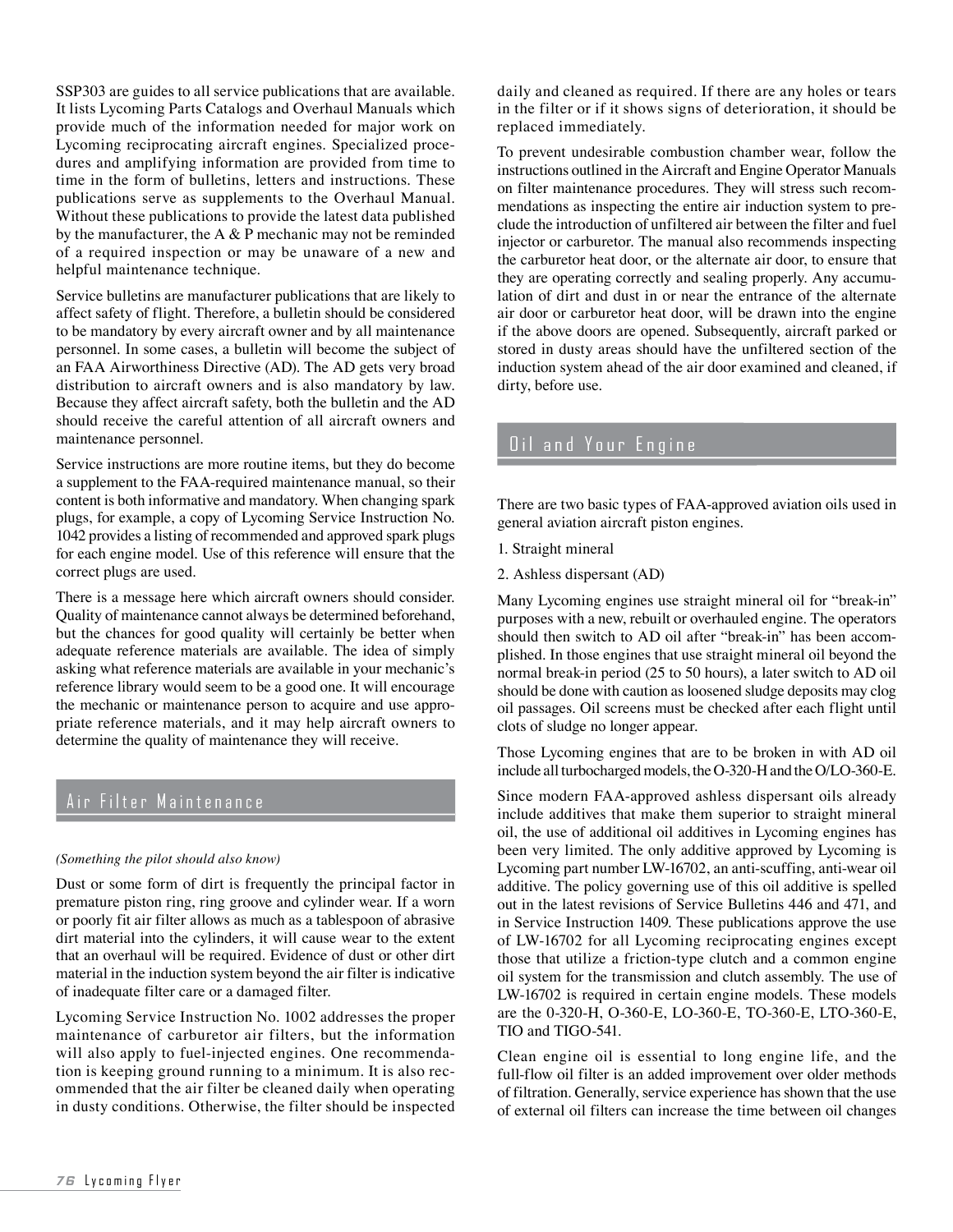SSP303 are guides to all service publications that are available. It lists Lycoming Parts Catalogs and Overhaul Manuals which provide much of the information needed for major work on Lycoming reciprocating aircraft engines. Specialized procedures and amplifying information are provided from time to time in the form of bulletins, letters and instructions. These publications serve as supplements to the Overhaul Manual. Without these publications to provide the latest data published by the manufacturer, the A & P mechanic may not be reminded of a required inspection or may be unaware of a new and helpful maintenance technique.

Service bulletins are manufacturer publications that are likely to affect safety of flight. Therefore, a bulletin should be considered to be mandatory by every aircraft owner and by all maintenance personnel. In some cases, a bulletin will become the subject of an FAA Airworthiness Directive (AD). The AD gets very broad distribution to aircraft owners and is also mandatory by law. Because they affect aircraft safety, both the bulletin and the AD should receive the careful attention of all aircraft owners and maintenance personnel.

Service instructions are more routine items, but they do become a supplement to the FAA-required maintenance manual, so their content is both informative and mandatory. When changing spark plugs, for example, a copy of Lycoming Service Instruction No. 1042 provides a listing of recommended and approved spark plugs for each engine model. Use of this reference will ensure that the correct plugs are used.

There is a message here which aircraft owners should consider. Quality of maintenance cannot always be determined beforehand, but the chances for good quality will certainly be better when adequate reference materials are available. The idea of simply asking what reference materials are available in your mechanic's reference library would seem to be a good one. It will encourage the mechanic or maintenance person to acquire and use appropriate reference materials, and it may help aircraft owners to determine the quality of maintenance they will receive.

## Air Filter Maintenance

*(Something the pilot should also know)*

Dust or some form of dirt is frequently the principal factor in premature piston ring, ring groove and cylinder wear. If a worn or poorly fit air filter allows as much as a tablespoon of abrasive dirt material into the cylinders, it will cause wear to the extent that an overhaul will be required. Evidence of dust or other dirt material in the induction system beyond the air filter is indicative of inadequate filter care or a damaged filter.

Lycoming Service Instruction No. 1002 addresses the proper maintenance of carburetor air filters, but the information will also apply to fuel-injected engines. One recommendation is keeping ground running to a minimum. It is also recommended that the air filter be cleaned daily when operating in dusty conditions. Otherwise, the filter should be inspected daily and cleaned as required. If there are any holes or tears in the filter or if it shows signs of deterioration, it should be replaced immediately.

To prevent undesirable combustion chamber wear, follow the instructions outlined in the Aircraft and Engine Operator Manuals on filter maintenance procedures. They will stress such recommendations as inspecting the entire air induction system to preclude the introduction of unfiltered air between the filter and fuel injector or carburetor. The manual also recommends inspecting the carburetor heat door, or the alternate air door, to ensure that they are operating correctly and sealing properly. Any accumulation of dirt and dust in or near the entrance of the alternate air door or carburetor heat door, will be drawn into the engine if the above doors are opened. Subsequently, aircraft parked or stored in dusty areas should have the unfiltered section of the induction system ahead of the air door examined and cleaned, if dirty, before use.

## Oil and Your Engine

There are two basic types of FAA-approved aviation oils used in general aviation aircraft piston engines.

1. Straight mineral
2. Ashless dispersant (AD)

Many Lycoming engines use straight mineral oil for "break-in" purposes with a new, rebuilt or overhauled engine. The operators should then switch to AD oil after "break-in" has been accomplished. In those engines that use straight mineral oil beyond the normal break-in period (25 to 50 hours), a later switch to AD oil should be done with caution as loosened sludge deposits may clog oil passages. Oil screens must be checked after each flight until clots of sludge no longer appear.

Those Lycoming engines that are to be broken in with AD oil include all turbocharged models, the O-320-H and the O/LO-360-E.

Since modern FAA-approved ashless dispersant oils already include additives that make them superior to straight mineral oil, the use of additional oil additives in Lycoming engines has been very limited. The only additive approved by Lycoming is Lycoming part number LW-16702, an anti-scuffing, anti-wear oil additive. The policy governing use of this oil additive is spelled out in the latest revisions of Service Bulletins 446 and 471, and in Service Instruction 1409. These publications approve the use of LW-16702 for all Lycoming reciprocating engines except those that utilize a friction-type clutch and a common engine oil system for the transmission and clutch assembly. The use of LW-16702 is required in certain engine models. These models are the 0-320-H, O-360-E, LO-360-E, TO-360-E, LTO-360-E, TIO and TIGO-541.

Clean engine oil is essential to long engine life, and the full-flow oil filter is an added improvement over older methods of filtration. Generally, service experience has shown that the use of external oil filters can increase the time between oil changes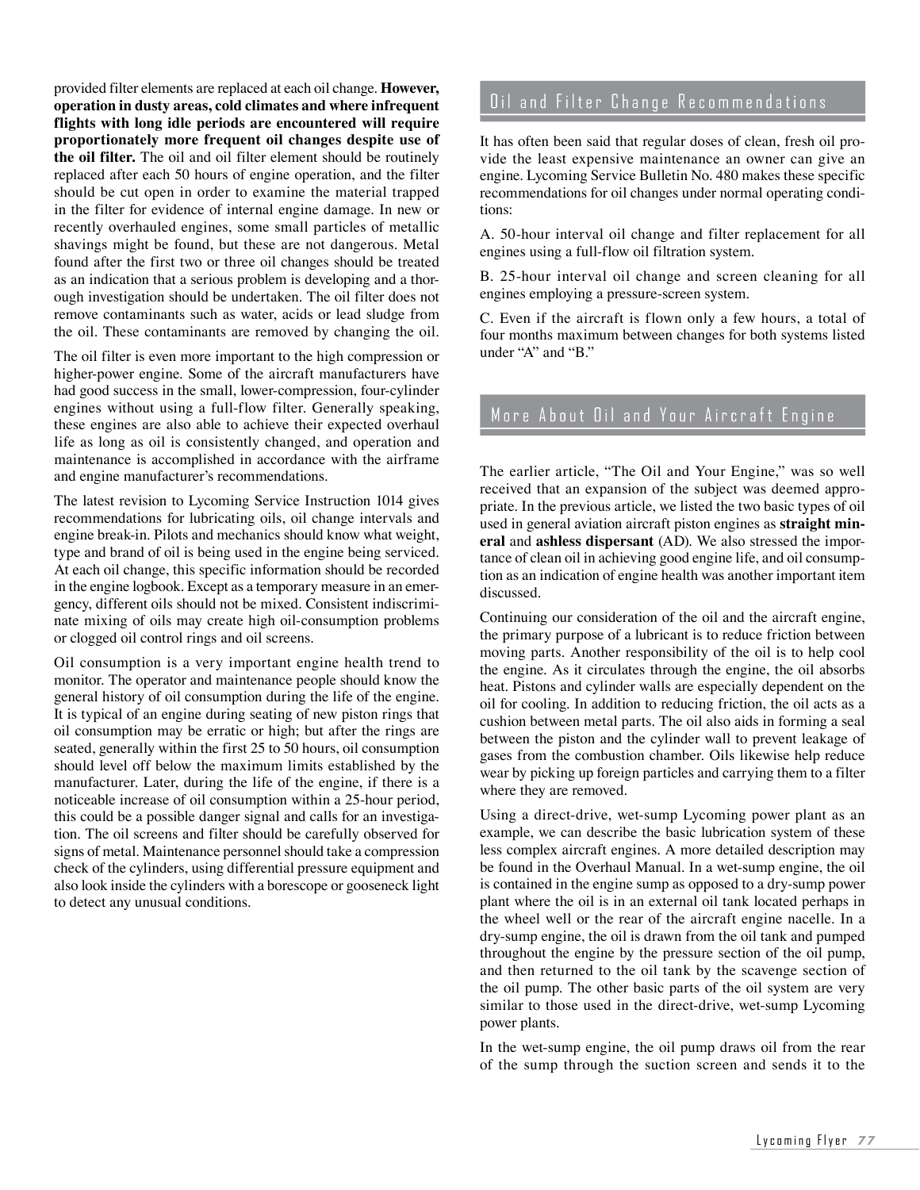provided filter elements are replaced at each oil change. **However, operation in dusty areas, cold climates and where infrequent flights with long idle periods are encountered will require proportionately more frequent oil changes despite use of the oil filter.** The oil and oil filter element should be routinely replaced after each 50 hours of engine operation, and the filter should be cut open in order to examine the material trapped in the filter for evidence of internal engine damage. In new or recently overhauled engines, some small particles of metallic shavings might be found, but these are not dangerous. Metal found after the first two or three oil changes should be treated as an indication that a serious problem is developing and a thorough investigation should be undertaken. The oil filter does not remove contaminants such as water, acids or lead sludge from the oil. These contaminants are removed by changing the oil.

The oil filter is even more important to the high compression or higher-power engine. Some of the aircraft manufacturers have had good success in the small, lower-compression, four-cylinder engines without using a full-flow filter. Generally speaking, these engines are also able to achieve their expected overhaul life as long as oil is consistently changed, and operation and maintenance is accomplished in accordance with the airframe and engine manufacturer's recommendations.

The latest revision to Lycoming Service Instruction 1014 gives recommendations for lubricating oils, oil change intervals and engine break-in. Pilots and mechanics should know what weight, type and brand of oil is being used in the engine being serviced. At each oil change, this specific information should be recorded in the engine logbook. Except as a temporary measure in an emergency, different oils should not be mixed. Consistent indiscriminate mixing of oils may create high oil-consumption problems or clogged oil control rings and oil screens.

Oil consumption is a very important engine health trend to monitor. The operator and maintenance people should know the general history of oil consumption during the life of the engine. It is typical of an engine during seating of new piston rings that oil consumption may be erratic or high; but after the rings are seated, generally within the first 25 to 50 hours, oil consumption should level off below the maximum limits established by the manufacturer. Later, during the life of the engine, if there is a noticeable increase of oil consumption within a 25-hour period, this could be a possible danger signal and calls for an investigation. The oil screens and filter should be carefully observed for signs of metal. Maintenance personnel should take a compression check of the cylinders, using differential pressure equipment and also look inside the cylinders with a borescope or gooseneck light to detect any unusual conditions.

## Oil and Filter Change Recommendations

It has often been said that regular doses of clean, fresh oil provide the least expensive maintenance an owner can give an engine. Lycoming Service Bulletin No. 480 makes these specific recommendations for oil changes under normal operating conditions:

A. 50-hour interval oil change and filter replacement for all engines using a full-flow oil filtration system.

B. 25-hour interval oil change and screen cleaning for all engines employing a pressure-screen system.

C. Even if the aircraft is flown only a few hours, a total of four months maximum between changes for both systems listed under "A" and "B."

## More About Oil and Your Aircraft Engine

The earlier article, "The Oil and Your Engine," was so well received that an expansion of the subject was deemed appropriate. In the previous article, we listed the two basic types of oil used in general aviation aircraft piston engines as **straight mineral** and **ashless dispersant** (AD). We also stressed the importance of clean oil in achieving good engine life, and oil consumption as an indication of engine health was another important item discussed.

Continuing our consideration of the oil and the aircraft engine, the primary purpose of a lubricant is to reduce friction between moving parts. Another responsibility of the oil is to help cool the engine. As it circulates through the engine, the oil absorbs heat. Pistons and cylinder walls are especially dependent on the oil for cooling. In addition to reducing friction, the oil acts as a cushion between metal parts. The oil also aids in forming a seal between the piston and the cylinder wall to prevent leakage of gases from the combustion chamber. Oils likewise help reduce wear by picking up foreign particles and carrying them to a filter where they are removed.

Using a direct-drive, wet-sump Lycoming power plant as an example, we can describe the basic lubrication system of these less complex aircraft engines. A more detailed description may be found in the Overhaul Manual. In a wet-sump engine, the oil is contained in the engine sump as opposed to a dry-sump power plant where the oil is in an external oil tank located perhaps in the wheel well or the rear of the aircraft engine nacelle. In a dry-sump engine, the oil is drawn from the oil tank and pumped throughout the engine by the pressure section of the oil pump, and then returned to the oil tank by the scavenge section of the oil pump. The other basic parts of the oil system are very similar to those used in the direct-drive, wet-sump Lycoming power plants.

In the wet-sump engine, the oil pump draws oil from the rear of the sump through the suction screen and sends it to the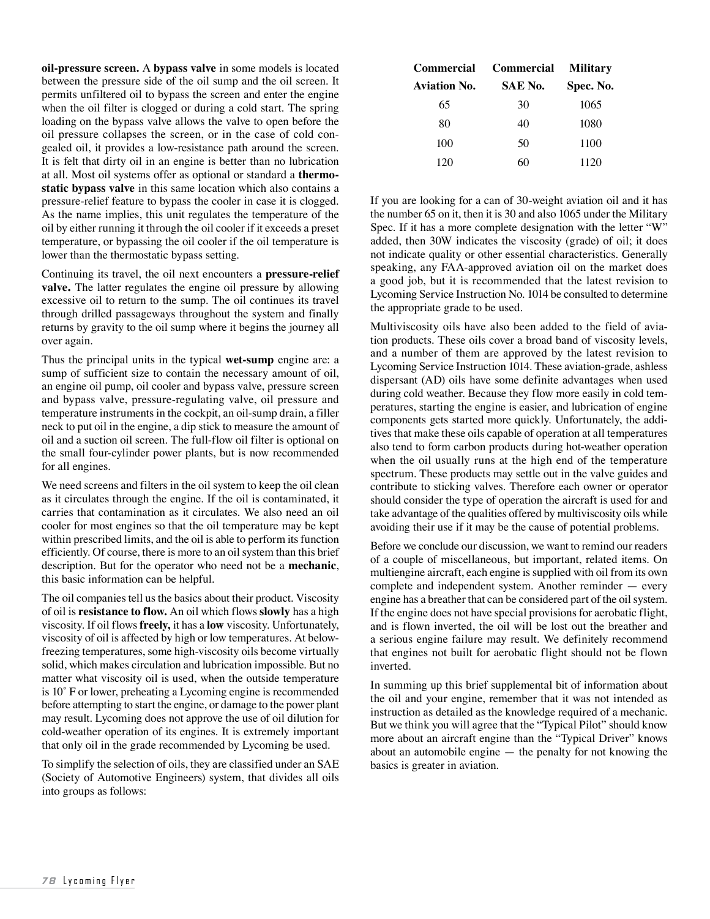**oil-pressure screen.** A **bypass valve** in some models is located between the pressure side of the oil sump and the oil screen. It permits unfiltered oil to bypass the screen and enter the engine when the oil filter is clogged or during a cold start. The spring loading on the bypass valve allows the valve to open before the oil pressure collapses the screen, or in the case of cold congealed oil, it provides a low-resistance path around the screen. It is felt that dirty oil in an engine is better than no lubrication at all. Most oil systems offer as optional or standard a **thermostatic bypass valve** in this same location which also contains a pressure-relief feature to bypass the cooler in case it is clogged. As the name implies, this unit regulates the temperature of the oil by either running it through the oil cooler if it exceeds a preset temperature, or bypassing the oil cooler if the oil temperature is lower than the thermostatic bypass setting.

Continuing its travel, the oil next encounters a **pressure-relief valve.** The latter regulates the engine oil pressure by allowing excessive oil to return to the sump. The oil continues its travel through drilled passageways throughout the system and finally returns by gravity to the oil sump where it begins the journey all over again.

Thus the principal units in the typical **wet-sump** engine are: a sump of sufficient size to contain the necessary amount of oil, an engine oil pump, oil cooler and bypass valve, pressure screen and bypass valve, pressure-regulating valve, oil pressure and temperature instruments in the cockpit, an oil-sump drain, a filler neck to put oil in the engine, a dip stick to measure the amount of oil and a suction oil screen. The full-flow oil filter is optional on the small four-cylinder power plants, but is now recommended for all engines.

We need screens and filters in the oil system to keep the oil clean as it circulates through the engine. If the oil is contaminated, it carries that contamination as it circulates. We also need an oil cooler for most engines so that the oil temperature may be kept within prescribed limits, and the oil is able to perform its function efficiently. Of course, there is more to an oil system than this brief description. But for the operator who need not be a **mechanic**, this basic information can be helpful.

The oil companies tell us the basics about their product. Viscosity of oil is **resistance to flow.** An oil which flows **slowly** has a high viscosity. If oil flows **freely,** it has a **low** viscosity. Unfortunately, viscosity of oil is affected by high or low temperatures. At below-freezing temperatures, some high-viscosity oils become virtually solid, which makes circulation and lubrication impossible. But no matter what viscosity oil is used, when the outside temperature is 10˚ F or lower, preheating a Lycoming engine is recommended before attempting to start the engine, or damage to the power plant may result. Lycoming does not approve the use of oil dilution for cold-weather operation of its engines. It is extremely important that only oil in the grade recommended by Lycoming be used.

To simplify the selection of oils, they are classified under an SAE (Society of Automotive Engineers) system, that divides all oils into groups as follows:

| Commercial Aviation No. | Commercial SAE No. | Military Spec. No. |
|---|---|---|
| 65 | 30 | 1065 |
| 80 | 40 | 1080 |
| 100 | 50 | 1100 |
| 120 | 60 | 1120 |

If you are looking for a can of 30-weight aviation oil and it has the number 65 on it, then it is 30 and also 1065 under the Military Spec. If it has a more complete designation with the letter "W" added, then 30W indicates the viscosity (grade) of oil; it does not indicate quality or other essential characteristics. Generally speaking, any FAA-approved aviation oil on the market does a good job, but it is recommended that the latest revision to Lycoming Service Instruction No. 1014 be consulted to determine the appropriate grade to be used.

Multiviscosity oils have also been added to the field of aviation products. These oils cover a broad band of viscosity levels, and a number of them are approved by the latest revision to Lycoming Service Instruction 1014. These aviation-grade, ashless dispersant (AD) oils have some definite advantages when used during cold weather. Because they flow more easily in cold temperatures, starting the engine is easier, and lubrication of engine components gets started more quickly. Unfortunately, the additives that make these oils capable of operation at all temperatures also tend to form carbon products during hot-weather operation when the oil usually runs at the high end of the temperature spectrum. These products may settle out in the valve guides and contribute to sticking valves. Therefore each owner or operator should consider the type of operation the aircraft is used for and take advantage of the qualities offered by multiviscosity oils while avoiding their use if it may be the cause of potential problems.

Before we conclude our discussion, we want to remind our readers of a couple of miscellaneous, but important, related items. On multiengine aircraft, each engine is supplied with oil from its own complete and independent system. Another reminder — every engine has a breather that can be considered part of the oil system. If the engine does not have special provisions for aerobatic flight, and is flown inverted, the oil will be lost out the breather and a serious engine failure may result. We definitely recommend that engines not built for aerobatic flight should not be flown inverted.

In summing up this brief supplemental bit of information about the oil and your engine, remember that it was not intended as instruction as detailed as the knowledge required of a mechanic. But we think you will agree that the "Typical Pilot" should know more about an aircraft engine than the "Typical Driver" knows about an automobile engine — the penalty for not knowing the basics is greater in aviation.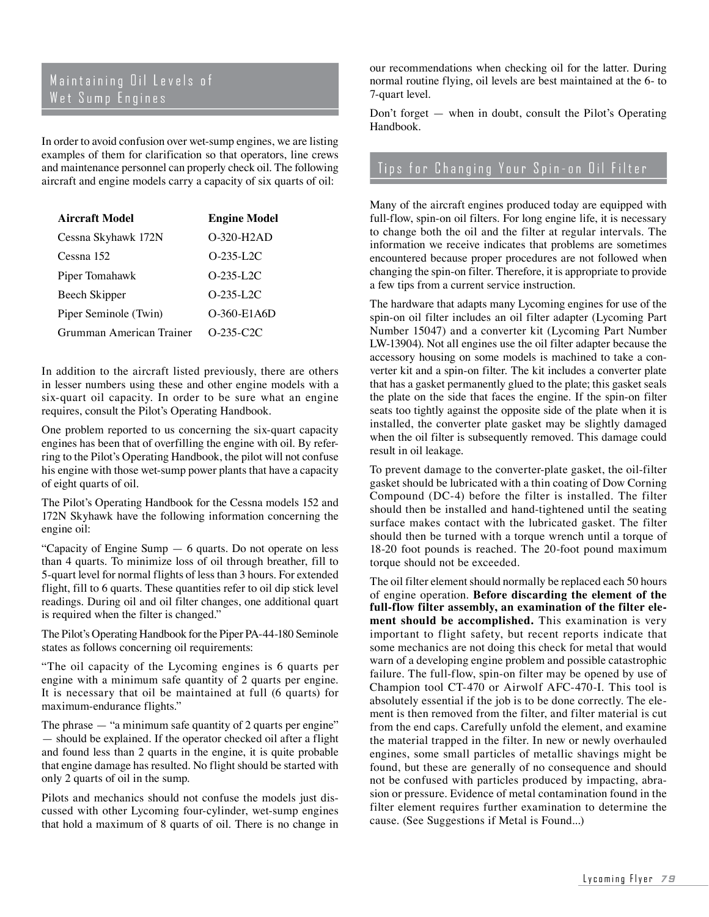## Maintaining Oil Levels of Wet Sump Engines

In order to avoid confusion over wet-sump engines, we are listing examples of them for clarification so that operators, line crews and maintenance personnel can properly check oil. The following aircraft and engine models carry a capacity of six quarts of oil:

| Aircraft Model | Engine Model |
|---|---|
| Cessna Skyhawk 172N | O-320-H2AD |
| Cessna 152 | O-235-L2C |
| Piper Tomahawk | O-235-L2C |
| Beech Skipper | O-235-L2C |
| Piper Seminole (Twin) | O-360-E1A6D |
| Grumman American Trainer | O-235-C2C |

In addition to the aircraft listed previously, there are others in lesser numbers using these and other engine models with a six-quart oil capacity. In order to be sure what an engine requires, consult the Pilot's Operating Handbook.

One problem reported to us concerning the six-quart capacity engines has been that of overfilling the engine with oil. By referring to the Pilot's Operating Handbook, the pilot will not confuse his engine with those wet-sump power plants that have a capacity of eight quarts of oil.

The Pilot's Operating Handbook for the Cessna models 152 and 172N Skyhawk have the following information concerning the engine oil:

"Capacity of Engine Sump — 6 quarts. Do not operate on less than 4 quarts. To minimize loss of oil through breather, fill to 5-quart level for normal flights of less than 3 hours. For extended flight, fill to 6 quarts. These quantities refer to oil dip stick level readings. During oil and oil filter changes, one additional quart is required when the filter is changed."

The Pilot's Operating Handbook for the Piper PA-44-180 Seminole states as follows concerning oil requirements:

"The oil capacity of the Lycoming engines is 6 quarts per engine with a minimum safe quantity of 2 quarts per engine. It is necessary that oil be maintained at full (6 quarts) for maximum-endurance flights."

The phrase — "a minimum safe quantity of 2 quarts per engine" — should be explained. If the operator checked oil after a flight and found less than 2 quarts in the engine, it is quite probable that engine damage has resulted. No flight should be started with only 2 quarts of oil in the sump.

Pilots and mechanics should not confuse the models just discussed with other Lycoming four-cylinder, wet-sump engines that hold a maximum of 8 quarts of oil. There is no change in our recommendations when checking oil for the latter. During normal routine flying, oil levels are best maintained at the 6- to 7-quart level.

Don't forget — when in doubt, consult the Pilot's Operating Handbook.

## Tips for Changing Your Spin-on Oil Filter

Many of the aircraft engines produced today are equipped with full-flow, spin-on oil filters. For long engine life, it is necessary to change both the oil and the filter at regular intervals. The information we receive indicates that problems are sometimes encountered because proper procedures are not followed when changing the spin-on filter. Therefore, it is appropriate to provide a few tips from a current service instruction.

The hardware that adapts many Lycoming engines for use of the spin-on oil filter includes an oil filter adapter (Lycoming Part Number 15047) and a converter kit (Lycoming Part Number LW-13904). Not all engines use the oil filter adapter because the accessory housing on some models is machined to take a converter kit and a spin-on filter. The kit includes a converter plate that has a gasket permanently glued to the plate; this gasket seals the plate on the side that faces the engine. If the spin-on filter seats too tightly against the opposite side of the plate when it is installed, the converter plate gasket may be slightly damaged when the oil filter is subsequently removed. This damage could result in oil leakage.

To prevent damage to the converter-plate gasket, the oil-filter gasket should be lubricated with a thin coating of Dow Corning Compound (DC-4) before the filter is installed. The filter should then be installed and hand-tightened until the seating surface makes contact with the lubricated gasket. The filter should then be turned with a torque wrench until a torque of 18-20 foot pounds is reached. The 20-foot pound maximum torque should not be exceeded.

The oil filter element should normally be replaced each 50 hours of engine operation. **Before discarding the element of the full-flow filter assembly, an examination of the filter element should be accomplished.** This examination is very important to flight safety, but recent reports indicate that some mechanics are not doing this check for metal that would warn of a developing engine problem and possible catastrophic failure. The full-flow, spin-on filter may be opened by use of Champion tool CT-470 or Airwolf AFC-470-I. This tool is absolutely essential if the job is to be done correctly. The element is then removed from the filter, and filter material is cut from the end caps. Carefully unfold the element, and examine the material trapped in the filter. In new or newly overhauled engines, some small particles of metallic shavings might be found, but these are generally of no consequence and should not be confused with particles produced by impacting, abrasion or pressure. Evidence of metal contamination found in the filter element requires further examination to determine the cause. (See Suggestions if Metal is Found...)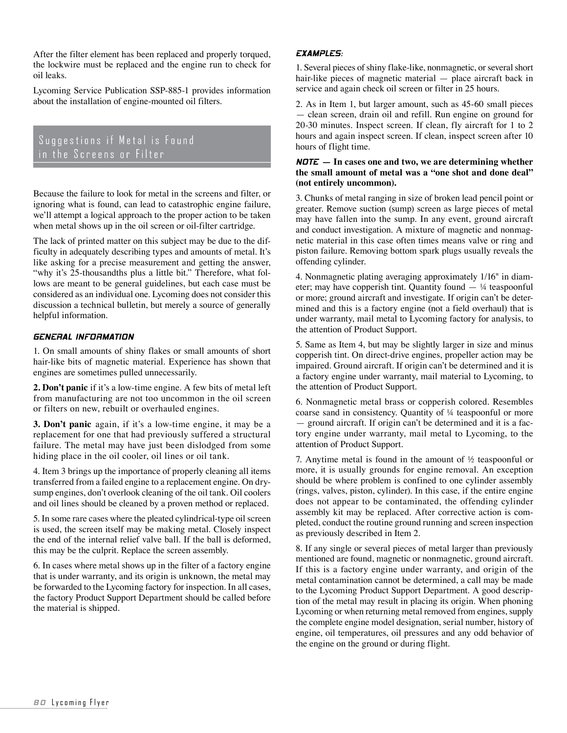After the filter element has been replaced and properly torqued, the lockwire must be replaced and the engine run to check for oil leaks.

Lycoming Service Publication SSP-885-1 provides information about the installation of engine-mounted oil filters.

## Suggestions if Metal is Found in the Screens or Filter

Because the failure to look for metal in the screens and filter, or ignoring what is found, can lead to catastrophic engine failure, we'll attempt a logical approach to the proper action to be taken when metal shows up in the oil screen or oil-filter cartridge.

The lack of printed matter on this subject may be due to the difficulty in adequately describing types and amounts of metal. It's like asking for a precise measurement and getting the answer, "why it's 25-thousandths plus a little bit." Therefore, what follows are meant to be general guidelines, but each case must be considered as an individual one. Lycoming does not consider this discussion a technical bulletin, but merely a source of generally helpful information.

### GENERAL INFORMATION

1. On small amounts of shiny flakes or small amounts of short hair-like bits of magnetic material. Experience has shown that engines are sometimes pulled unnecessarily.

**2. Don't panic** if it's a low-time engine. A few bits of metal left from manufacturing are not too uncommon in the oil screen or filters on new, rebuilt or overhauled engines.

**3. Don't panic** again, if it's a low-time engine, it may be a replacement for one that had previously suffered a structural failure. The metal may have just been dislodged from some hiding place in the oil cooler, oil lines or oil tank.

4. Item 3 brings up the importance of properly cleaning all items transferred from a failed engine to a replacement engine. On dry-sump engines, don't overlook cleaning of the oil tank. Oil coolers and oil lines should be cleaned by a proven method or replaced.

5. In some rare cases where the pleated cylindrical-type oil screen is used, the screen itself may be making metal. Closely inspect the end of the internal relief valve ball. If the ball is deformed, this may be the culprit. Replace the screen assembly.

6. In cases where metal shows up in the filter of a factory engine that is under warranty, and its origin is unknown, the metal may be forwarded to the Lycoming factory for inspection. In all cases, the factory Product Support Department should be called before the material is shipped.

### EXAMPLES:

1. Several pieces of shiny flake-like, nonmagnetic, or several short hair-like pieces of magnetic material — place aircraft back in service and again check oil screen or filter in 25 hours.

2. As in Item 1, but larger amount, such as 45-60 small pieces — clean screen, drain oil and refill. Run engine on ground for 20-30 minutes. Inspect screen. If clean, fly aircraft for 1 to 2 hours and again inspect screen. If clean, inspect screen after 10 hours of flight time.

***NOTE* — In cases one and two, we are determining whether the small amount of metal was a "one shot and done deal" (not entirely uncommon).**

3. Chunks of metal ranging in size of broken lead pencil point or greater. Remove suction (sump) screen as large pieces of metal may have fallen into the sump. In any event, ground aircraft and conduct investigation. A mixture of magnetic and nonmagnetic material in this case often times means valve or ring and piston failure. Removing bottom spark plugs usually reveals the offending cylinder.

4. Nonmagnetic plating averaging approximately 1/16" in diameter; may have copperish tint. Quantity found — ¼ teaspoonful or more; ground aircraft and investigate. If origin can't be determined and this is a factory engine (not a field overhaul) that is under warranty, mail metal to Lycoming factory for analysis, to the attention of Product Support.

5. Same as Item 4, but may be slightly larger in size and minus copperish tint. On direct-drive engines, propeller action may be impaired. Ground aircraft. If origin can't be determined and it is a factory engine under warranty, mail material to Lycoming, to the attention of Product Support.

6. Nonmagnetic metal brass or copperish colored. Resembles coarse sand in consistency. Quantity of ¼ teaspoonful or more — ground aircraft. If origin can't be determined and it is a factory engine under warranty, mail metal to Lycoming, to the attention of Product Support.

7. Anytime metal is found in the amount of ½ teaspoonful or more, it is usually grounds for engine removal. An exception should be where problem is confined to one cylinder assembly (rings, valves, piston, cylinder). In this case, if the entire engine does not appear to be contaminated, the offending cylinder assembly kit may be replaced. After corrective action is completed, conduct the routine ground running and screen inspection as previously described in Item 2.

8. If any single or several pieces of metal larger than previously mentioned are found, magnetic or nonmagnetic, ground aircraft. If this is a factory engine under warranty, and origin of the metal contamination cannot be determined, a call may be made to the Lycoming Product Support Department. A good description of the metal may result in placing its origin. When phoning Lycoming or when returning metal removed from engines, supply the complete engine model designation, serial number, history of engine, oil temperatures, oil pressures and any odd behavior of the engine on the ground or during flight.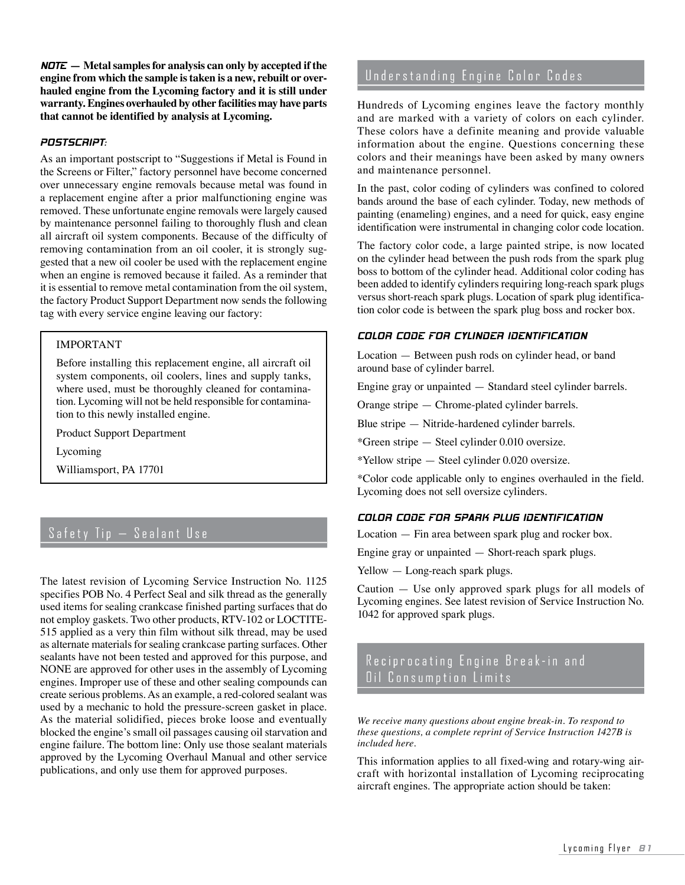**NOTE — Metal samples for analysis can only by accepted if the engine from which the sample is taken is a new, rebuilt or overhauled engine from the Lycoming factory and it is still under warranty. Engines overhauled by other facilities may have parts that cannot be identified by analysis at Lycoming.**

#### POSTSCRIPT:

As an important postscript to "Suggestions if Metal is Found in the Screens or Filter," factory personnel have become concerned over unnecessary engine removals because metal was found in a replacement engine after a prior malfunctioning engine was removed. These unfortunate engine removals were largely caused by maintenance personnel failing to thoroughly flush and clean all aircraft oil system components. Because of the difficulty of removing contamination from an oil cooler, it is strongly suggested that a new oil cooler be used with the replacement engine when an engine is removed because it failed. As a reminder that it is essential to remove metal contamination from the oil system, the factory Product Support Department now sends the following tag with every service engine leaving our factory:

> IMPORTANT
>
> Before installing this replacement engine, all aircraft oil system components, oil coolers, lines and supply tanks, where used, must be thoroughly cleaned for contamination. Lycoming will not be held responsible for contamination to this newly installed engine.
>
> Product Support Department
>
> Lycoming
>
> Williamsport, PA 17701

## Safety Tip — Sealant Use

The latest revision of Lycoming Service Instruction No. 1125 specifies POB No. 4 Perfect Seal and silk thread as the generally used items for sealing crankcase finished parting surfaces that do not employ gaskets. Two other products, RTV-102 or LOCTITE-515 applied as a very thin film without silk thread, may be used as alternate materials for sealing crankcase parting surfaces. Other sealants have not been tested and approved for this purpose, and NONE are approved for other uses in the assembly of Lycoming engines. Improper use of these and other sealing compounds can create serious problems. As an example, a red-colored sealant was used by a mechanic to hold the pressure-screen gasket in place. As the material solidified, pieces broke loose and eventually blocked the engine's small oil passages causing oil starvation and engine failure. The bottom line: Only use those sealant materials approved by the Lycoming Overhaul Manual and other service publications, and only use them for approved purposes.

## Understanding Engine Color Codes

Hundreds of Lycoming engines leave the factory monthly and are marked with a variety of colors on each cylinder. These colors have a definite meaning and provide valuable information about the engine. Questions concerning these colors and their meanings have been asked by many owners and maintenance personnel.

In the past, color coding of cylinders was confined to colored bands around the base of each cylinder. Today, new methods of painting (enameling) engines, and a need for quick, easy engine identification were instrumental in changing color code location.

The factory color code, a large painted stripe, is now located on the cylinder head between the push rods from the spark plug boss to bottom of the cylinder head. Additional color coding has been added to identify cylinders requiring long-reach spark plugs versus short-reach spark plugs. Location of spark plug identification color code is between the spark plug boss and rocker box.

#### COLOR CODE FOR CYLINDER IDENTIFICATION

Location — Between push rods on cylinder head, or band around base of cylinder barrel.

Engine gray or unpainted — Standard steel cylinder barrels.

Orange stripe — Chrome-plated cylinder barrels.

Blue stripe — Nitride-hardened cylinder barrels.

*Green stripe — Steel cylinder 0.010 oversize.

*Yellow stripe — Steel cylinder 0.020 oversize.

*Color code applicable only to engines overhauled in the field. Lycoming does not sell oversize cylinders.

#### COLOR CODE FOR SPARK PLUG IDENTIFICATION

Location — Fin area between spark plug and rocker box.

Engine gray or unpainted — Short-reach spark plugs.

Yellow — Long-reach spark plugs.

Caution — Use only approved spark plugs for all models of Lycoming engines. See latest revision of Service Instruction No. 1042 for approved spark plugs.

## Reciprocating Engine Break-in and Oil Consumption Limits

*We receive many questions about engine break-in. To respond to these questions, a complete reprint of Service Instruction 1427B is included here.*

This information applies to all fixed-wing and rotary-wing aircraft with horizontal installation of Lycoming reciprocating aircraft engines. The appropriate action should be taken: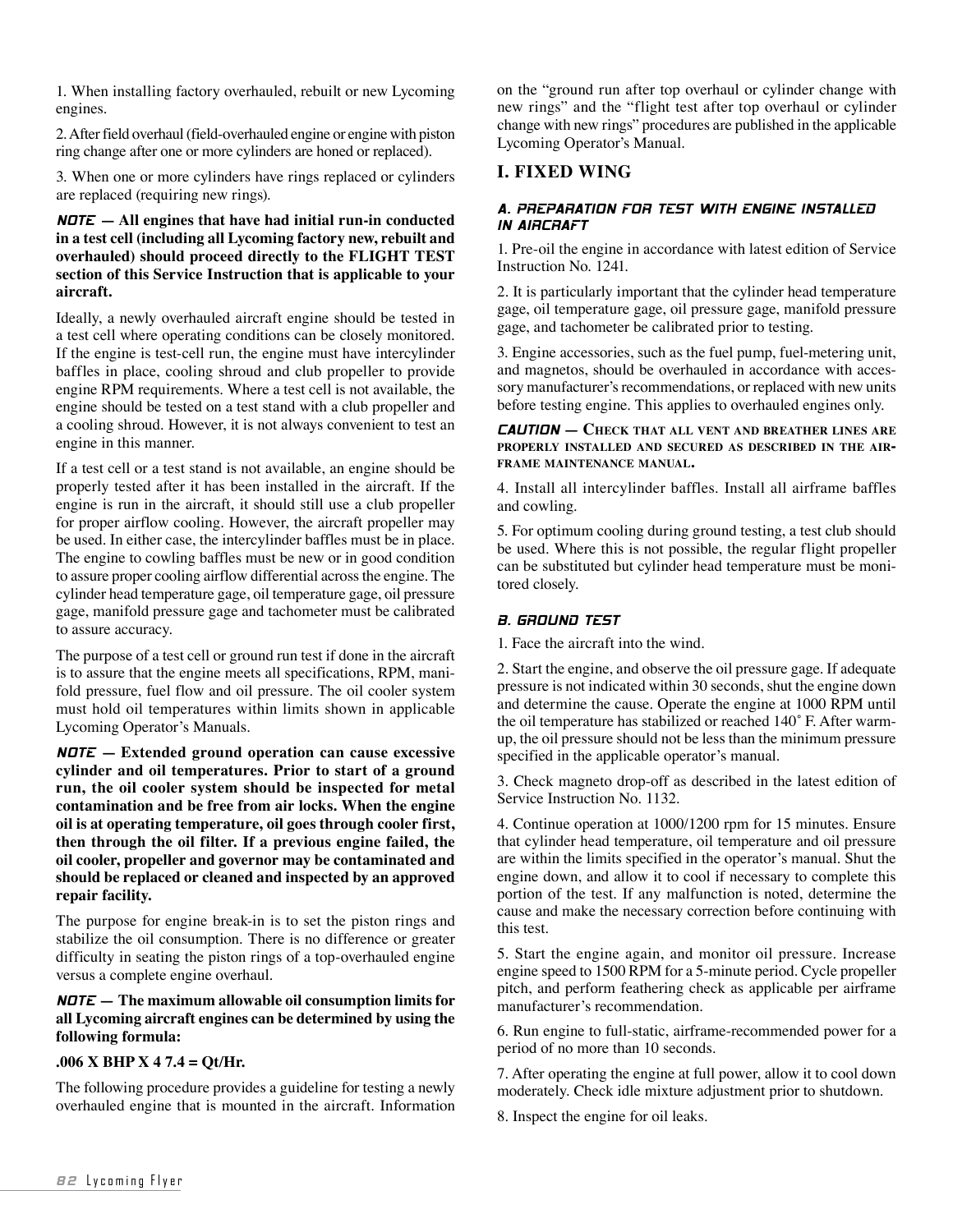1. When installing factory overhauled, rebuilt or new Lycoming engines.

2. After field overhaul (field-overhauled engine or engine with piston ring change after one or more cylinders are honed or replaced).

3. When one or more cylinders have rings replaced or cylinders are replaced (requiring new rings).

***NOTE* — All engines that have had initial run-in conducted in a test cell (including all Lycoming factory new, rebuilt and overhauled) should proceed directly to the FLIGHT TEST section of this Service Instruction that is applicable to your aircraft.**

Ideally, a newly overhauled aircraft engine should be tested in a test cell where operating conditions can be closely monitored. If the engine is test-cell run, the engine must have intercylinder baffles in place, cooling shroud and club propeller to provide engine RPM requirements. Where a test cell is not available, the engine should be tested on a test stand with a club propeller and a cooling shroud. However, it is not always convenient to test an engine in this manner.

If a test cell or a test stand is not available, an engine should be properly tested after it has been installed in the aircraft. If the engine is run in the aircraft, it should still use a club propeller for proper airflow cooling. However, the aircraft propeller may be used. In either case, the intercylinder baffles must be in place. The engine to cowling baffles must be new or in good condition to assure proper cooling airflow differential across the engine. The cylinder head temperature gage, oil temperature gage, oil pressure gage, manifold pressure gage and tachometer must be calibrated to assure accuracy.

The purpose of a test cell or ground run test if done in the aircraft is to assure that the engine meets all specifications, RPM, manifold pressure, fuel flow and oil pressure. The oil cooler system must hold oil temperatures within limits shown in applicable Lycoming Operator's Manuals.

***NOTE* — Extended ground operation can cause excessive cylinder and oil temperatures. Prior to start of a ground run, the oil cooler system should be inspected for metal contamination and be free from air locks. When the engine oil is at operating temperature, oil goes through cooler first, then through the oil filter. If a previous engine failed, the oil cooler, propeller and governor may be contaminated and should be replaced or cleaned and inspected by an approved repair facility.**

The purpose for engine break-in is to set the piston rings and stabilize the oil consumption. There is no difference or greater difficulty in seating the piston rings of a top-overhauled engine versus a complete engine overhaul.

***NOTE* — The maximum allowable oil consumption limits for all Lycoming aircraft engines can be determined by using the following formula:**

**.006 X BHP X 4 7.4 = Qt/Hr.**

The following procedure provides a guideline for testing a newly overhauled engine that is mounted in the aircraft. Information on the "ground run after top overhaul or cylinder change with new rings" and the "flight test after top overhaul or cylinder change with new rings" procedures are published in the applicable Lycoming Operator's Manual.

## I. FIXED WING

### A. PREPARATION FOR TEST WITH ENGINE INSTALLED IN AIRCRAFT

1. Pre-oil the engine in accordance with latest edition of Service Instruction No. 1241.

2. It is particularly important that the cylinder head temperature gage, oil temperature gage, oil pressure gage, manifold pressure gage, and tachometer be calibrated prior to testing.

3. Engine accessories, such as the fuel pump, fuel-metering unit, and magnetos, should be overhauled in accordance with accessory manufacturer's recommendations, or replaced with new units before testing engine. This applies to overhauled engines only.

***CAUTION* — CHECK THAT ALL VENT AND BREATHER LINES ARE PROPERLY INSTALLED AND SECURED AS DESCRIBED IN THE AIRFRAME MAINTENANCE MANUAL.**

4. Install all intercylinder baffles. Install all airframe baffles and cowling.

5. For optimum cooling during ground testing, a test club should be used. Where this is not possible, the regular flight propeller can be substituted but cylinder head temperature must be monitored closely.

### B. GROUND TEST

1. Face the aircraft into the wind.

2. Start the engine, and observe the oil pressure gage. If adequate pressure is not indicated within 30 seconds, shut the engine down and determine the cause. Operate the engine at 1000 RPM until the oil temperature has stabilized or reached 140˚ F. After warm-up, the oil pressure should not be less than the minimum pressure specified in the applicable operator's manual.

3. Check magneto drop-off as described in the latest edition of Service Instruction No. 1132.

4. Continue operation at 1000/1200 rpm for 15 minutes. Ensure that cylinder head temperature, oil temperature and oil pressure are within the limits specified in the operator's manual. Shut the engine down, and allow it to cool if necessary to complete this portion of the test. If any malfunction is noted, determine the cause and make the necessary correction before continuing with this test.

5. Start the engine again, and monitor oil pressure. Increase engine speed to 1500 RPM for a 5-minute period. Cycle propeller pitch, and perform feathering check as applicable per airframe manufacturer's recommendation.

6. Run engine to full-static, airframe-recommended power for a period of no more than 10 seconds.

7. After operating the engine at full power, allow it to cool down moderately. Check idle mixture adjustment prior to shutdown.

8. Inspect the engine for oil leaks.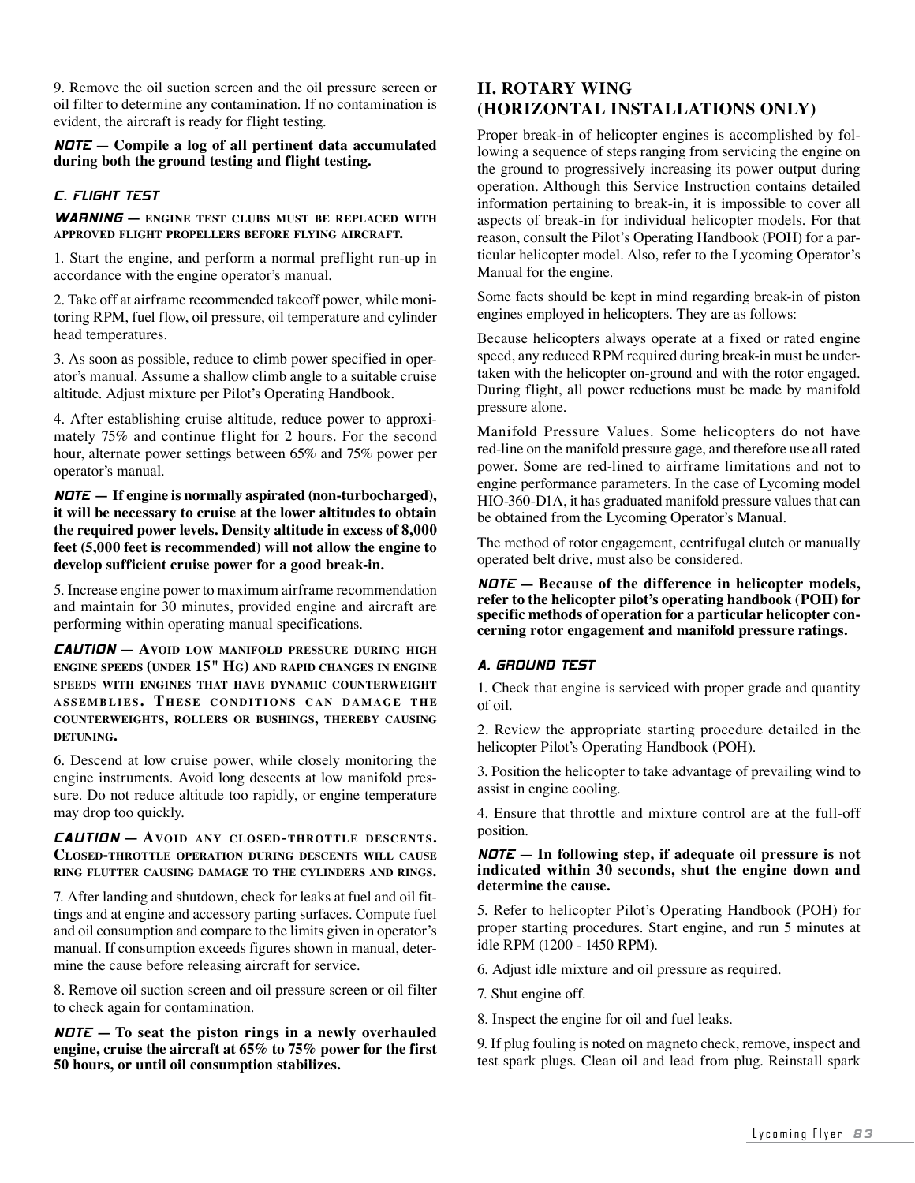9. Remove the oil suction screen and the oil pressure screen or oil filter to determine any contamination. If no contamination is evident, the aircraft is ready for flight testing.

***NOTE* — Compile a log of all pertinent data accumulated during both the ground testing and flight testing.**

### *C. FLIGHT TEST*

***WARNING* — ENGINE TEST CLUBS MUST BE REPLACED WITH APPROVED FLIGHT PROPELLERS BEFORE FLYING AIRCRAFT.**

1. Start the engine, and perform a normal preflight run-up in accordance with the engine operator's manual.

2. Take off at airframe recommended takeoff power, while monitoring RPM, fuel flow, oil pressure, oil temperature and cylinder head temperatures.

3. As soon as possible, reduce to climb power specified in operator's manual. Assume a shallow climb angle to a suitable cruise altitude. Adjust mixture per Pilot's Operating Handbook.

4. After establishing cruise altitude, reduce power to approximately 75% and continue flight for 2 hours. For the second hour, alternate power settings between 65% and 75% power per operator's manual.

***NOTE* — If engine is normally aspirated (non-turbocharged), it will be necessary to cruise at the lower altitudes to obtain the required power levels. Density altitude in excess of 8,000 feet (5,000 feet is recommended) will not allow the engine to develop sufficient cruise power for a good break-in.**

5. Increase engine power to maximum airframe recommendation and maintain for 30 minutes, provided engine and aircraft are performing within operating manual specifications.

***CAUTION* — AVOID LOW MANIFOLD PRESSURE DURING HIGH ENGINE SPEEDS (UNDER 15" HG) AND RAPID CHANGES IN ENGINE SPEEDS WITH ENGINES THAT HAVE DYNAMIC COUNTERWEIGHT ASSEMBLIES. THESE CONDITIONS CAN DAMAGE THE COUNTERWEIGHTS, ROLLERS OR BUSHINGS, THEREBY CAUSING DETUNING.**

6. Descend at low cruise power, while closely monitoring the engine instruments. Avoid long descents at low manifold pressure. Do not reduce altitude too rapidly, or engine temperature may drop too quickly.

***CAUTION* — AVOID ANY CLOSED-THROTTLE DESCENTS. CLOSED-THROTTLE OPERATION DURING DESCENTS WILL CAUSE RING FLUTTER CAUSING DAMAGE TO THE CYLINDERS AND RINGS.**

7. After landing and shutdown, check for leaks at fuel and oil fittings and at engine and accessory parting surfaces. Compute fuel and oil consumption and compare to the limits given in operator's manual. If consumption exceeds figures shown in manual, determine the cause before releasing aircraft for service.

8. Remove oil suction screen and oil pressure screen or oil filter to check again for contamination.

***NOTE* — To seat the piston rings in a newly overhauled engine, cruise the aircraft at 65% to 75% power for the first 50 hours, or until oil consumption stabilizes.**

## II. ROTARY WING (HORIZONTAL INSTALLATIONS ONLY)

Proper break-in of helicopter engines is accomplished by following a sequence of steps ranging from servicing the engine on the ground to progressively increasing its power output during operation. Although this Service Instruction contains detailed information pertaining to break-in, it is impossible to cover all aspects of break-in for individual helicopter models. For that reason, consult the Pilot's Operating Handbook (POH) for a particular helicopter model. Also, refer to the Lycoming Operator's Manual for the engine.

Some facts should be kept in mind regarding break-in of piston engines employed in helicopters. They are as follows:

Because helicopters always operate at a fixed or rated engine speed, any reduced RPM required during break-in must be undertaken with the helicopter on-ground and with the rotor engaged. During flight, all power reductions must be made by manifold pressure alone.

Manifold Pressure Values. Some helicopters do not have red-line on the manifold pressure gage, and therefore use all rated power. Some are red-lined to airframe limitations and not to engine performance parameters. In the case of Lycoming model HIO-360-D1A, it has graduated manifold pressure values that can be obtained from the Lycoming Operator's Manual.

The method of rotor engagement, centrifugal clutch or manually operated belt drive, must also be considered.

***NOTE* — Because of the difference in helicopter models, refer to the helicopter pilot's operating handbook (POH) for specific methods of operation for a particular helicopter concerning rotor engagement and manifold pressure ratings.**

### *A. GROUND TEST*

1. Check that engine is serviced with proper grade and quantity of oil.

2. Review the appropriate starting procedure detailed in the helicopter Pilot's Operating Handbook (POH).

3. Position the helicopter to take advantage of prevailing wind to assist in engine cooling.

4. Ensure that throttle and mixture control are at the full-off position.

***NOTE* — In following step, if adequate oil pressure is not indicated within 30 seconds, shut the engine down and determine the cause.**

5. Refer to helicopter Pilot's Operating Handbook (POH) for proper starting procedures. Start engine, and run 5 minutes at idle RPM (1200 - 1450 RPM).

6. Adjust idle mixture and oil pressure as required.

7. Shut engine off.

8. Inspect the engine for oil and fuel leaks.

9. If plug fouling is noted on magneto check, remove, inspect and test spark plugs. Clean oil and lead from plug. Reinstall spark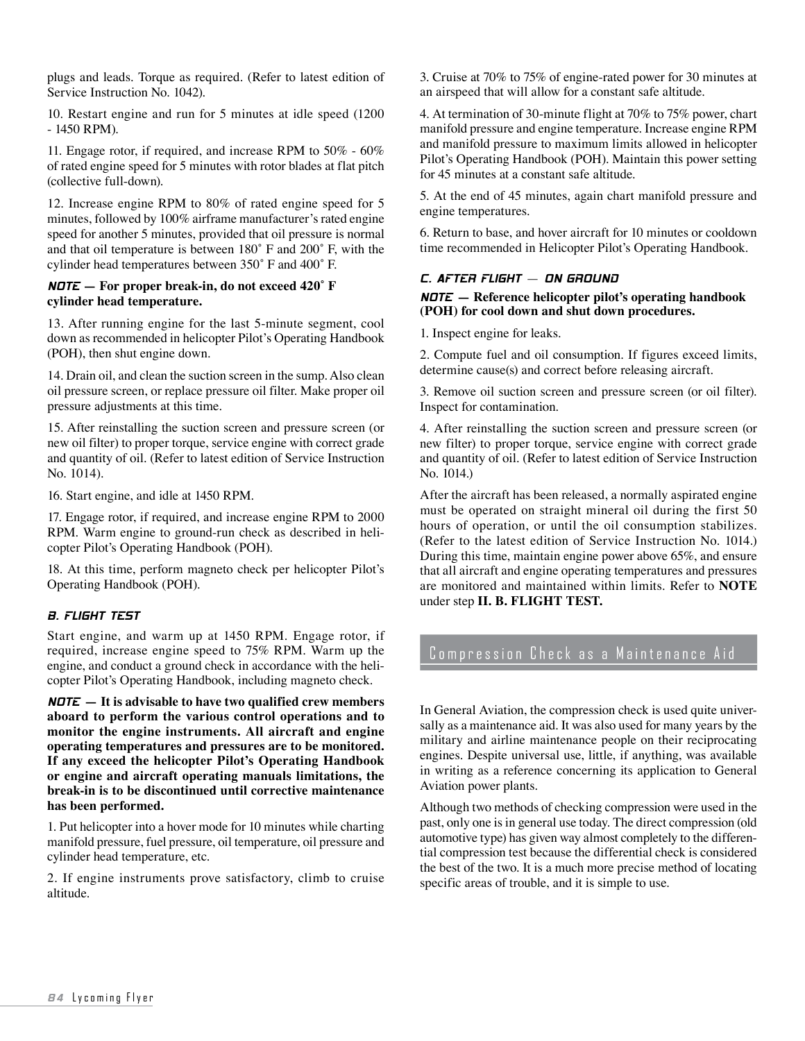plugs and leads. Torque as required. (Refer to latest edition of Service Instruction No. 1042).

10. Restart engine and run for 5 minutes at idle speed (1200 - 1450 RPM).

11. Engage rotor, if required, and increase RPM to 50% - 60% of rated engine speed for 5 minutes with rotor blades at flat pitch (collective full-down).

12. Increase engine RPM to 80% of rated engine speed for 5 minutes, followed by 100% airframe manufacturer's rated engine speed for another 5 minutes, provided that oil pressure is normal and that oil temperature is between 180˚ F and 200˚ F, with the cylinder head temperatures between 350˚ F and 400˚ F.

***NOTE* — For proper break-in, do not exceed 420˚ F cylinder head temperature.**

13. After running engine for the last 5-minute segment, cool down as recommended in helicopter Pilot's Operating Handbook (POH), then shut engine down.

14. Drain oil, and clean the suction screen in the sump. Also clean oil pressure screen, or replace pressure oil filter. Make proper oil pressure adjustments at this time.

15. After reinstalling the suction screen and pressure screen (or new oil filter) to proper torque, service engine with correct grade and quantity of oil. (Refer to latest edition of Service Instruction No. 1014).

16. Start engine, and idle at 1450 RPM.

17. Engage rotor, if required, and increase engine RPM to 2000 RPM. Warm engine to ground-run check as described in helicopter Pilot's Operating Handbook (POH).

18. At this time, perform magneto check per helicopter Pilot's Operating Handbook (POH).

### B. FLIGHT TEST

Start engine, and warm up at 1450 RPM. Engage rotor, if required, increase engine speed to 75% RPM. Warm up the engine, and conduct a ground check in accordance with the helicopter Pilot's Operating Handbook, including magneto check.

***NOTE* — It is advisable to have two qualified crew members aboard to perform the various control operations and to monitor the engine instruments. All aircraft and engine operating temperatures and pressures are to be monitored. If any exceed the helicopter Pilot's Operating Handbook or engine and aircraft operating manuals limitations, the break-in is to be discontinued until corrective maintenance has been performed.**

1. Put helicopter into a hover mode for 10 minutes while charting manifold pressure, fuel pressure, oil temperature, oil pressure and cylinder head temperature, etc.

2. If engine instruments prove satisfactory, climb to cruise altitude.

3. Cruise at 70% to 75% of engine-rated power for 30 minutes at an airspeed that will allow for a constant safe altitude.

4. At termination of 30-minute flight at 70% to 75% power, chart manifold pressure and engine temperature. Increase engine RPM and manifold pressure to maximum limits allowed in helicopter Pilot's Operating Handbook (POH). Maintain this power setting for 45 minutes at a constant safe altitude.

5. At the end of 45 minutes, again chart manifold pressure and engine temperatures.

6. Return to base, and hover aircraft for 10 minutes or cooldown time recommended in Helicopter Pilot's Operating Handbook.

### C. AFTER FLIGHT — ON GROUND

***NOTE* — Reference helicopter pilot's operating handbook (POH) for cool down and shut down procedures.**

1. Inspect engine for leaks.

2. Compute fuel and oil consumption. If figures exceed limits, determine cause(s) and correct before releasing aircraft.

3. Remove oil suction screen and pressure screen (or oil filter). Inspect for contamination.

4. After reinstalling the suction screen and pressure screen (or new filter) to proper torque, service engine with correct grade and quantity of oil. (Refer to latest edition of Service Instruction No. 1014.)

After the aircraft has been released, a normally aspirated engine must be operated on straight mineral oil during the first 50 hours of operation, or until the oil consumption stabilizes. (Refer to the latest edition of Service Instruction No. 1014.) During this time, maintain engine power above 65%, and ensure that all aircraft and engine operating temperatures and pressures are monitored and maintained within limits. Refer to **NOTE** under step **II. B. FLIGHT TEST.**

## Compression Check as a Maintenance Aid

In General Aviation, the compression check is used quite universally as a maintenance aid. It was also used for many years by the military and airline maintenance people on their reciprocating engines. Despite universal use, little, if anything, was available in writing as a reference concerning its application to General Aviation power plants.

Although two methods of checking compression were used in the past, only one is in general use today. The direct compression (old automotive type) has given way almost completely to the differential compression test because the differential check is considered the best of the two. It is a much more precise method of locating specific areas of trouble, and it is simple to use.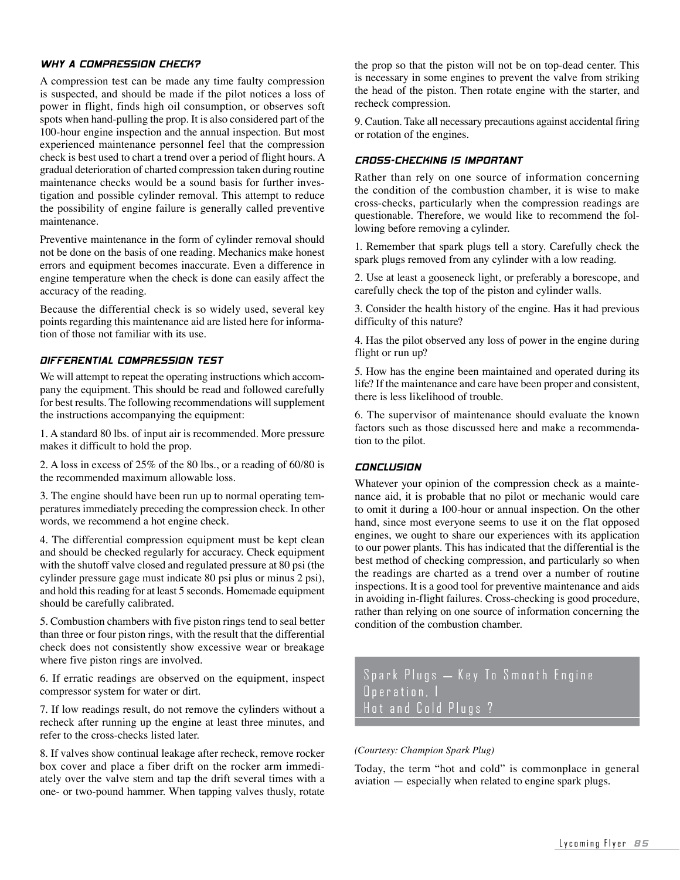### WHY A COMPRESSION CHECK?

A compression test can be made any time faulty compression is suspected, and should be made if the pilot notices a loss of power in flight, finds high oil consumption, or observes soft spots when hand-pulling the prop. It is also considered part of the 100-hour engine inspection and the annual inspection. But most experienced maintenance personnel feel that the compression check is best used to chart a trend over a period of flight hours. A gradual deterioration of charted compression taken during routine maintenance checks would be a sound basis for further investigation and possible cylinder removal. This attempt to reduce the possibility of engine failure is generally called preventive maintenance.

Preventive maintenance in the form of cylinder removal should not be done on the basis of one reading. Mechanics make honest errors and equipment becomes inaccurate. Even a difference in engine temperature when the check is done can easily affect the accuracy of the reading.

Because the differential check is so widely used, several key points regarding this maintenance aid are listed here for information of those not familiar with its use.

### DIFFERENTIAL COMPRESSION TEST

We will attempt to repeat the operating instructions which accompany the equipment. This should be read and followed carefully for best results. The following recommendations will supplement the instructions accompanying the equipment:

1. A standard 80 lbs. of input air is recommended. More pressure makes it difficult to hold the prop.

2. A loss in excess of 25% of the 80 lbs., or a reading of 60/80 is the recommended maximum allowable loss.

3. The engine should have been run up to normal operating temperatures immediately preceding the compression check. In other words, we recommend a hot engine check.

4. The differential compression equipment must be kept clean and should be checked regularly for accuracy. Check equipment with the shutoff valve closed and regulated pressure at 80 psi (the cylinder pressure gage must indicate 80 psi plus or minus 2 psi), and hold this reading for at least 5 seconds. Homemade equipment should be carefully calibrated.

5. Combustion chambers with five piston rings tend to seal better than three or four piston rings, with the result that the differential check does not consistently show excessive wear or breakage where five piston rings are involved.

6. If erratic readings are observed on the equipment, inspect compressor system for water or dirt.

7. If low readings result, do not remove the cylinders without a recheck after running up the engine at least three minutes, and refer to the cross-checks listed later.

8. If valves show continual leakage after recheck, remove rocker box cover and place a fiber drift on the rocker arm immediately over the valve stem and tap the drift several times with a one- or two-pound hammer. When tapping valves thusly, rotate the prop so that the piston will not be on top-dead center. This is necessary in some engines to prevent the valve from striking the head of the piston. Then rotate engine with the starter, and recheck compression.

9. Caution. Take all necessary precautions against accidental firing or rotation of the engines.

### CROSS-CHECKING IS IMPORTANT

Rather than rely on one source of information concerning the condition of the combustion chamber, it is wise to make cross-checks, particularly when the compression readings are questionable. Therefore, we would like to recommend the following before removing a cylinder.

1. Remember that spark plugs tell a story. Carefully check the spark plugs removed from any cylinder with a low reading.

2. Use at least a gooseneck light, or preferably a borescope, and carefully check the top of the piston and cylinder walls.

3. Consider the health history of the engine. Has it had previous difficulty of this nature?

4. Has the pilot observed any loss of power in the engine during flight or run up?

5. How has the engine been maintained and operated during its life? If the maintenance and care have been proper and consistent, there is less likelihood of trouble.

6. The supervisor of maintenance should evaluate the known factors such as those discussed here and make a recommendation to the pilot.

### CONCLUSION

Whatever your opinion of the compression check as a maintenance aid, it is probable that no pilot or mechanic would care to omit it during a 100-hour or annual inspection. On the other hand, since most everyone seems to use it on the flat opposed engines, we ought to share our experiences with its application to our power plants. This has indicated that the differential is the best method of checking compression, and particularly so when the readings are charted as a trend over a number of routine inspections. It is a good tool for preventive maintenance and aids in avoiding in-flight failures. Cross-checking is good procedure, rather than relying on one source of information concerning the condition of the combustion chamber.

## Spark Plugs — Key To Smooth Engine Operation, I
## Hot and Cold Plugs ?

*(Courtesy: Champion Spark Plug)*

Today, the term "hot and cold" is commonplace in general aviation — especially when related to engine spark plugs.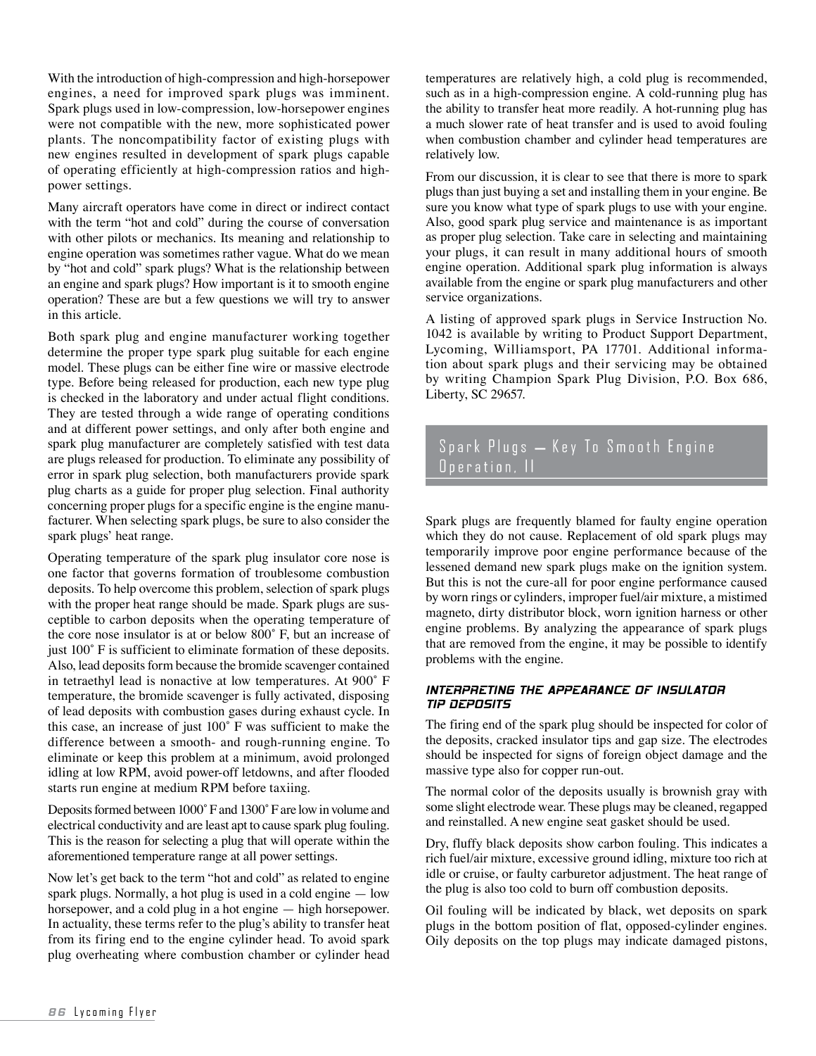With the introduction of high-compression and high-horsepower engines, a need for improved spark plugs was imminent. Spark plugs used in low-compression, low-horsepower engines were not compatible with the new, more sophisticated power plants. The noncompatibility factor of existing plugs with new engines resulted in development of spark plugs capable of operating efficiently at high-compression ratios and high-power settings.

Many aircraft operators have come in direct or indirect contact with the term "hot and cold" during the course of conversation with other pilots or mechanics. Its meaning and relationship to engine operation was sometimes rather vague. What do we mean by "hot and cold" spark plugs? What is the relationship between an engine and spark plugs? How important is it to smooth engine operation? These are but a few questions we will try to answer in this article.

Both spark plug and engine manufacturer working together determine the proper type spark plug suitable for each engine model. These plugs can be either fine wire or massive electrode type. Before being released for production, each new type plug is checked in the laboratory and under actual flight conditions. They are tested through a wide range of operating conditions and at different power settings, and only after both engine and spark plug manufacturer are completely satisfied with test data are plugs released for production. To eliminate any possibility of error in spark plug selection, both manufacturers provide spark plug charts as a guide for proper plug selection. Final authority concerning proper plugs for a specific engine is the engine manufacturer. When selecting spark plugs, be sure to also consider the spark plugs' heat range.

Operating temperature of the spark plug insulator core nose is one factor that governs formation of troublesome combustion deposits. To help overcome this problem, selection of spark plugs with the proper heat range should be made. Spark plugs are susceptible to carbon deposits when the operating temperature of the core nose insulator is at or below 800˚ F, but an increase of just 100˚ F is sufficient to eliminate formation of these deposits. Also, lead deposits form because the bromide scavenger contained in tetraethyl lead is nonactive at low temperatures. At 900˚ F temperature, the bromide scavenger is fully activated, disposing of lead deposits with combustion gases during exhaust cycle. In this case, an increase of just 100˚ F was sufficient to make the difference between a smooth- and rough-running engine. To eliminate or keep this problem at a minimum, avoid prolonged idling at low RPM, avoid power-off letdowns, and after flooded starts run engine at medium RPM before taxiing.

Deposits formed between 1000˚ F and 1300˚ F are low in volume and electrical conductivity and are least apt to cause spark plug fouling. This is the reason for selecting a plug that will operate within the aforementioned temperature range at all power settings.

Now let's get back to the term "hot and cold" as related to engine spark plugs. Normally, a hot plug is used in a cold engine — low horsepower, and a cold plug in a hot engine — high horsepower. In actuality, these terms refer to the plug's ability to transfer heat from its firing end to the engine cylinder head. To avoid spark plug overheating where combustion chamber or cylinder head temperatures are relatively high, a cold plug is recommended, such as in a high-compression engine. A cold-running plug has the ability to transfer heat more readily. A hot-running plug has a much slower rate of heat transfer and is used to avoid fouling when combustion chamber and cylinder head temperatures are relatively low.

From our discussion, it is clear to see that there is more to spark plugs than just buying a set and installing them in your engine. Be sure you know what type of spark plugs to use with your engine. Also, good spark plug service and maintenance is as important as proper plug selection. Take care in selecting and maintaining your plugs, it can result in many additional hours of smooth engine operation. Additional spark plug information is always available from the engine or spark plug manufacturers and other service organizations.

A listing of approved spark plugs in Service Instruction No. 1042 is available by writing to Product Support Department, Lycoming, Williamsport, PA 17701. Additional information about spark plugs and their servicing may be obtained by writing Champion Spark Plug Division, P.O. Box 686, Liberty, SC 29657.

## Spark Plugs — Key To Smooth Engine Operation, II

Spark plugs are frequently blamed for faulty engine operation which they do not cause. Replacement of old spark plugs may temporarily improve poor engine performance because of the lessened demand new spark plugs make on the ignition system. But this is not the cure-all for poor engine performance caused by worn rings or cylinders, improper fuel/air mixture, a mistimed magneto, dirty distributor block, worn ignition harness or other engine problems. By analyzing the appearance of spark plugs that are removed from the engine, it may be possible to identify problems with the engine.

### INTERPRETING THE APPEARANCE OF INSULATOR TIP DEPOSITS

The firing end of the spark plug should be inspected for color of the deposits, cracked insulator tips and gap size. The electrodes should be inspected for signs of foreign object damage and the massive type also for copper run-out.

The normal color of the deposits usually is brownish gray with some slight electrode wear. These plugs may be cleaned, regapped and reinstalled. A new engine seat gasket should be used.

Dry, fluffy black deposits show carbon fouling. This indicates a rich fuel/air mixture, excessive ground idling, mixture too rich at idle or cruise, or faulty carburetor adjustment. The heat range of the plug is also too cold to burn off combustion deposits.

Oil fouling will be indicated by black, wet deposits on spark plugs in the bottom position of flat, opposed-cylinder engines. Oily deposits on the top plugs may indicate damaged pistons,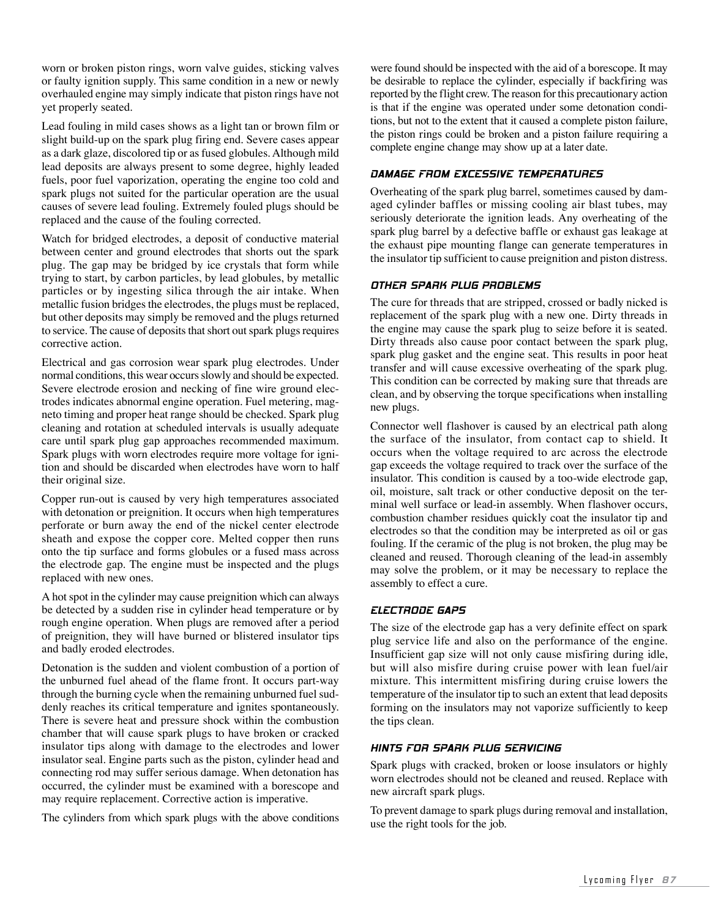worn or broken piston rings, worn valve guides, sticking valves or faulty ignition supply. This same condition in a new or newly overhauled engine may simply indicate that piston rings have not yet properly seated.

Lead fouling in mild cases shows as a light tan or brown film or slight build-up on the spark plug firing end. Severe cases appear as a dark glaze, discolored tip or as fused globules. Although mild lead deposits are always present to some degree, highly leaded fuels, poor fuel vaporization, operating the engine too cold and spark plugs not suited for the particular operation are the usual causes of severe lead fouling. Extremely fouled plugs should be replaced and the cause of the fouling corrected.

Watch for bridged electrodes, a deposit of conductive material between center and ground electrodes that shorts out the spark plug. The gap may be bridged by ice crystals that form while trying to start, by carbon particles, by lead globules, by metallic particles or by ingesting silica through the air intake. When metallic fusion bridges the electrodes, the plugs must be replaced, but other deposits may simply be removed and the plugs returned to service. The cause of deposits that short out spark plugs requires corrective action.

Electrical and gas corrosion wear spark plug electrodes. Under normal conditions, this wear occurs slowly and should be expected. Severe electrode erosion and necking of fine wire ground electrodes indicates abnormal engine operation. Fuel metering, magneto timing and proper heat range should be checked. Spark plug cleaning and rotation at scheduled intervals is usually adequate care until spark plug gap approaches recommended maximum. Spark plugs with worn electrodes require more voltage for ignition and should be discarded when electrodes have worn to half their original size.

Copper run-out is caused by very high temperatures associated with detonation or preignition. It occurs when high temperatures perforate or burn away the end of the nickel center electrode sheath and expose the copper core. Melted copper then runs onto the tip surface and forms globules or a fused mass across the electrode gap. The engine must be inspected and the plugs replaced with new ones.

A hot spot in the cylinder may cause preignition which can always be detected by a sudden rise in cylinder head temperature or by rough engine operation. When plugs are removed after a period of preignition, they will have burned or blistered insulator tips and badly eroded electrodes.

Detonation is the sudden and violent combustion of a portion of the unburned fuel ahead of the flame front. It occurs part-way through the burning cycle when the remaining unburned fuel suddenly reaches its critical temperature and ignites spontaneously. There is severe heat and pressure shock within the combustion chamber that will cause spark plugs to have broken or cracked insulator tips along with damage to the electrodes and lower insulator seal. Engine parts such as the piston, cylinder head and connecting rod may suffer serious damage. When detonation has occurred, the cylinder must be examined with a borescope and may require replacement. Corrective action is imperative.

The cylinders from which spark plugs with the above conditions were found should be inspected with the aid of a borescope. It may be desirable to replace the cylinder, especially if backfiring was reported by the flight crew. The reason for this precautionary action is that if the engine was operated under some detonation conditions, but not to the extent that it caused a complete piston failure, the piston rings could be broken and a piston failure requiring a complete engine change may show up at a later date.

### DAMAGE FROM EXCESSIVE TEMPERATURES

Overheating of the spark plug barrel, sometimes caused by damaged cylinder baffles or missing cooling air blast tubes, may seriously deteriorate the ignition leads. Any overheating of the spark plug barrel by a defective baffle or exhaust gas leakage at the exhaust pipe mounting flange can generate temperatures in the insulator tip sufficient to cause preignition and piston distress.

### OTHER SPARK PLUG PROBLEMS

The cure for threads that are stripped, crossed or badly nicked is replacement of the spark plug with a new one. Dirty threads in the engine may cause the spark plug to seize before it is seated. Dirty threads also cause poor contact between the spark plug, spark plug gasket and the engine seat. This results in poor heat transfer and will cause excessive overheating of the spark plug. This condition can be corrected by making sure that threads are clean, and by observing the torque specifications when installing new plugs.

Connector well flashover is caused by an electrical path along the surface of the insulator, from contact cap to shield. It occurs when the voltage required to arc across the electrode gap exceeds the voltage required to track over the surface of the insulator. This condition is caused by a too-wide electrode gap, oil, moisture, salt track or other conductive deposit on the terminal well surface or lead-in assembly. When flashover occurs, combustion chamber residues quickly coat the insulator tip and electrodes so that the condition may be interpreted as oil or gas fouling. If the ceramic of the plug is not broken, the plug may be cleaned and reused. Thorough cleaning of the lead-in assembly may solve the problem, or it may be necessary to replace the assembly to effect a cure.

### ELECTRODE GAPS

The size of the electrode gap has a very definite effect on spark plug service life and also on the performance of the engine. Insufficient gap size will not only cause misfiring during idle, but will also misfire during cruise power with lean fuel/air mixture. This intermittent misfiring during cruise lowers the temperature of the insulator tip to such an extent that lead deposits forming on the insulators may not vaporize sufficiently to keep the tips clean.

### HINTS FOR SPARK PLUG SERVICING

Spark plugs with cracked, broken or loose insulators or highly worn electrodes should not be cleaned and reused. Replace with new aircraft spark plugs.

To prevent damage to spark plugs during removal and installation, use the right tools for the job.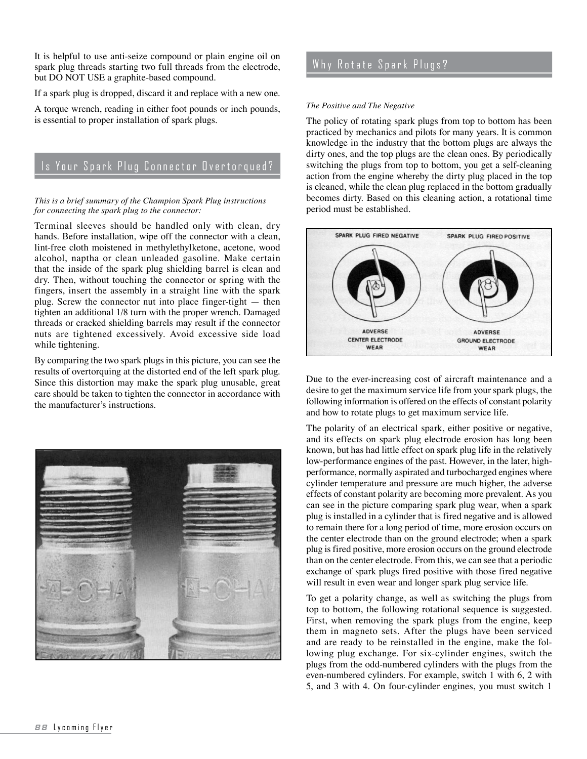It is helpful to use anti-seize compound or plain engine oil on spark plug threads starting two full threads from the electrode, but DO NOT USE a graphite-based compound.

If a spark plug is dropped, discard it and replace with a new one.

A torque wrench, reading in either foot pounds or inch pounds, is essential to proper installation of spark plugs.

## Is Your Spark Plug Connector Overtorqued?

*This is a brief summary of the Champion Spark Plug instructions for connecting the spark plug to the connector:*

Terminal sleeves should be handled only with clean, dry hands. Before installation, wipe off the connector with a clean, lint-free cloth moistened in methylethylketone, acetone, wood alcohol, naptha or clean unleaded gasoline. Make certain that the inside of the spark plug shielding barrel is clean and dry. Then, without touching the connector or spring with the fingers, insert the assembly in a straight line with the spark plug. Screw the connector nut into place finger-tight — then tighten an additional 1/8 turn with the proper wrench. Damaged threads or cracked shielding barrels may result if the connector nuts are tightened excessively. Avoid excessive side load while tightening.

By comparing the two spark plugs in this picture, you can see the results of overtorquing at the distorted end of the left spark plug. Since this distortion may make the spark plug unusable, great care should be taken to tighten the connector in accordance with the manufacturer's instructions.

## Why Rotate Spark Plugs?

*The Positive and The Negative*

The policy of rotating spark plugs from top to bottom has been practiced by mechanics and pilots for many years. It is common knowledge in the industry that the bottom plugs are always the dirty ones, and the top plugs are the clean ones. By periodically switching the plugs from top to bottom, you get a self-cleaning action from the engine whereby the dirty plug placed in the top is cleaned, while the clean plug replaced in the bottom gradually becomes dirty. Based on this cleaning action, a rotational time period must be established.

SPARK PLUG FIRED NEGATIVE — ADVERSE CENTER ELECTRODE WEAR

SPARK PLUG FIRED POSITIVE — ADVERSE GROUND ELECTRODE WEAR

Due to the ever-increasing cost of aircraft maintenance and a desire to get the maximum service life from your spark plugs, the following information is offered on the effects of constant polarity and how to rotate plugs to get maximum service life.

The polarity of an electrical spark, either positive or negative, and its effects on spark plug electrode erosion has long been known, but has had little effect on spark plug life in the relatively low-performance engines of the past. However, in the later, high-performance, normally aspirated and turbocharged engines where cylinder temperature and pressure are much higher, the adverse effects of constant polarity are becoming more prevalent. As you can see in the picture comparing spark plug wear, when a spark plug is installed in a cylinder that is fired negative and is allowed to remain there for a long period of time, more erosion occurs on the center electrode than on the ground electrode; when a spark plug is fired positive, more erosion occurs on the ground electrode than on the center electrode. From this, we can see that a periodic exchange of spark plugs fired positive with those fired negative will result in even wear and longer spark plug service life.

To get a polarity change, as well as switching the plugs from top to bottom, the following rotational sequence is suggested. First, when removing the spark plugs from the engine, keep them in magneto sets. After the plugs have been serviced and are ready to be reinstalled in the engine, make the following plug exchange. For six-cylinder engines, switch the plugs from the odd-numbered cylinders with the plugs from the even-numbered cylinders. For example, switch 1 with 6, 2 with 5, and 3 with 4. On four-cylinder engines, you must switch 1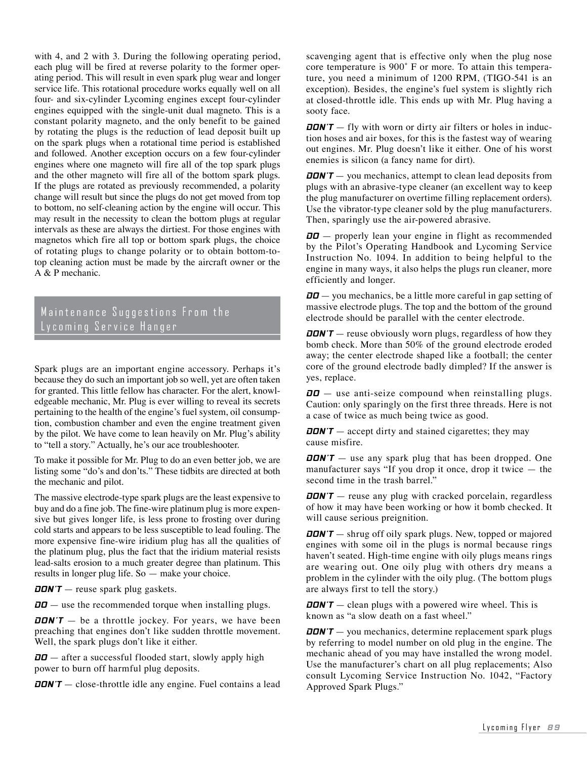with 4, and 2 with 3. During the following operating period, each plug will be fired at reverse polarity to the former operating period. This will result in even spark plug wear and longer service life. This rotational procedure works equally well on all four- and six-cylinder Lycoming engines except four-cylinder engines equipped with the single-unit dual magneto. This is a constant polarity magneto, and the only benefit to be gained by rotating the plugs is the reduction of lead deposit built up on the spark plugs when a rotational time period is established and followed. Another exception occurs on a few four-cylinder engines where one magneto will fire all of the top spark plugs and the other magneto will fire all of the bottom spark plugs. If the plugs are rotated as previously recommended, a polarity change will result but since the plugs do not get moved from top to bottom, no self-cleaning action by the engine will occur. This may result in the necessity to clean the bottom plugs at regular intervals as these are always the dirtiest. For those engines with magnetos which fire all top or bottom spark plugs, the choice of rotating plugs to change polarity or to obtain bottom-to-top cleaning action must be made by the aircraft owner or the A & P mechanic.

## Maintenance Suggestions From the Lycoming Service Hanger

Spark plugs are an important engine accessory. Perhaps it's because they do such an important job so well, yet are often taken for granted. This little fellow has character. For the alert, knowledgeable mechanic, Mr. Plug is ever willing to reveal its secrets pertaining to the health of the engine's fuel system, oil consumption, combustion chamber and even the engine treatment given by the pilot. We have come to lean heavily on Mr. Plug's ability to "tell a story." Actually, he's our ace troubleshooter.

To make it possible for Mr. Plug to do an even better job, we are listing some "do's and don'ts." These tidbits are directed at both the mechanic and pilot.

The massive electrode-type spark plugs are the least expensive to buy and do a fine job. The fine-wire platinum plug is more expensive but gives longer life, is less prone to frosting over during cold starts and appears to be less susceptible to lead fouling. The more expensive fine-wire iridium plug has all the qualities of the platinum plug, plus the fact that the iridium material resists lead-salts erosion to a much greater degree than platinum. This results in longer plug life. So — make your choice.

**DON'T** — reuse spark plug gaskets.

**DO** — use the recommended torque when installing plugs.

**DON'T** — be a throttle jockey. For years, we have been preaching that engines don't like sudden throttle movement. Well, the spark plugs don't like it either.

**DO** — after a successful flooded start, slowly apply high power to burn off harmful plug deposits.

**DON'T** — close-throttle idle any engine. Fuel contains a lead scavenging agent that is effective only when the plug nose core temperature is 900˚ F or more. To attain this temperature, you need a minimum of 1200 RPM, (TIGO-541 is an exception). Besides, the engine's fuel system is slightly rich at closed-throttle idle. This ends up with Mr. Plug having a sooty face.

**DON'T** — fly with worn or dirty air filters or holes in induction hoses and air boxes, for this is the fastest way of wearing out engines. Mr. Plug doesn't like it either. One of his worst enemies is silicon (a fancy name for dirt).

**DON'T** — you mechanics, attempt to clean lead deposits from plugs with an abrasive-type cleaner (an excellent way to keep the plug manufacturer on overtime filling replacement orders). Use the vibrator-type cleaner sold by the plug manufacturers. Then, sparingly use the air-powered abrasive.

**DO** — properly lean your engine in flight as recommended by the Pilot's Operating Handbook and Lycoming Service Instruction No. 1094. In addition to being helpful to the engine in many ways, it also helps the plugs run cleaner, more efficiently and longer.

**DO** — you mechanics, be a little more careful in gap setting of massive electrode plugs. The top and the bottom of the ground electrode should be parallel with the center electrode.

**DON'T** — reuse obviously worn plugs, regardless of how they bomb check. More than 50% of the ground electrode eroded away; the center electrode shaped like a football; the center core of the ground electrode badly dimpled? If the answer is yes, replace.

**DO** — use anti-seize compound when reinstalling plugs. Caution: only sparingly on the first three threads. Here is not a case of twice as much being twice as good.

**DON'T** — accept dirty and stained cigarettes; they may cause misfire.

**DON'T** — use any spark plug that has been dropped. One manufacturer says "If you drop it once, drop it twice — the second time in the trash barrel."

**DON'T** — reuse any plug with cracked porcelain, regardless of how it may have been working or how it bomb checked. It will cause serious preignition.

**DON'T** — shrug off oily spark plugs. New, topped or majored engines with some oil in the plugs is normal because rings haven't seated. High-time engine with oily plugs means rings are wearing out. One oily plug with others dry means a problem in the cylinder with the oily plug. (The bottom plugs are always first to tell the story.)

**DON'T** — clean plugs with a powered wire wheel. This is known as "a slow death on a fast wheel."

**DON'T** — you mechanics, determine replacement spark plugs by referring to model number on old plug in the engine. The mechanic ahead of you may have installed the wrong model. Use the manufacturer's chart on all plug replacements; Also consult Lycoming Service Instruction No. 1042, "Factory Approved Spark Plugs."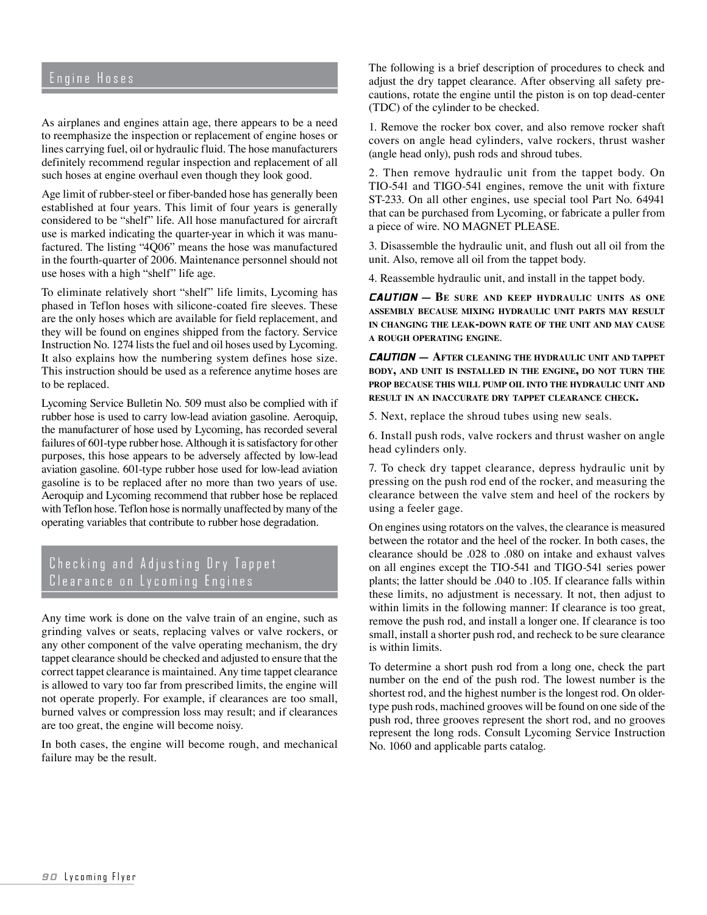## Engine Hoses

As airplanes and engines attain age, there appears to be a need to reemphasize the inspection or replacement of engine hoses or lines carrying fuel, oil or hydraulic fluid. The hose manufacturers definitely recommend regular inspection and replacement of all such hoses at engine overhaul even though they look good.

Age limit of rubber-steel or fiber-banded hose has generally been established at four years. This limit of four years is generally considered to be "shelf" life. All hose manufactured for aircraft use is marked indicating the quarter-year in which it was manufactured. The listing "4Q06" means the hose was manufactured in the fourth-quarter of 2006. Maintenance personnel should not use hoses with a high "shelf" life age.

To eliminate relatively short "shelf" life limits, Lycoming has phased in Teflon hoses with silicone-coated fire sleeves. These are the only hoses which are available for field replacement, and they will be found on engines shipped from the factory. Service Instruction No. 1274 lists the fuel and oil hoses used by Lycoming. It also explains how the numbering system defines hose size. This instruction should be used as a reference anytime hoses are to be replaced.

Lycoming Service Bulletin No. 509 must also be complied with if rubber hose is used to carry low-lead aviation gasoline. Aeroquip, the manufacturer of hose used by Lycoming, has recorded several failures of 601-type rubber hose. Although it is satisfactory for other purposes, this hose appears to be adversely affected by low-lead aviation gasoline. 601-type rubber hose used for low-lead aviation gasoline is to be replaced after no more than two years of use. Aeroquip and Lycoming recommend that rubber hose be replaced with Teflon hose. Teflon hose is normally unaffected by many of the operating variables that contribute to rubber hose degradation.

## Checking and Adjusting Dry Tappet Clearance on Lycoming Engines

Any time work is done on the valve train of an engine, such as grinding valves or seats, replacing valves or valve rockers, or any other component of the valve operating mechanism, the dry tappet clearance should be checked and adjusted to ensure that the correct tappet clearance is maintained. Any time tappet clearance is allowed to vary too far from prescribed limits, the engine will not operate properly. For example, if clearances are too small, burned valves or compression loss may result; and if clearances are too great, the engine will become noisy.

In both cases, the engine will become rough, and mechanical failure may be the result.

The following is a brief description of procedures to check and adjust the dry tappet clearance. After observing all safety precautions, rotate the engine until the piston is on top dead-center (TDC) of the cylinder to be checked.

1. Remove the rocker box cover, and also remove rocker shaft covers on angle head cylinders, valve rockers, thrust washer (angle head only), push rods and shroud tubes.

2. Then remove hydraulic unit from the tappet body. On TIO-541 and TIGO-541 engines, remove the unit with fixture ST-233. On all other engines, use special tool Part No. 64941 that can be purchased from Lycoming, or fabricate a puller from a piece of wire. NO MAGNET PLEASE.

3. Disassemble the hydraulic unit, and flush out all oil from the unit. Also, remove all oil from the tappet body.

4. Reassemble hydraulic unit, and install in the tappet body.

***CAUTION* — Be sure and keep hydraulic units as one assembly because mixing hydraulic unit parts may result in changing the leak-down rate of the unit and may cause a rough operating engine.**

***CAUTION* — After cleaning the hydraulic unit and tappet body, and unit is installed in the engine, do not turn the prop because this will pump oil into the hydraulic unit and result in an inaccurate dry tappet clearance check.**

5. Next, replace the shroud tubes using new seals.

6. Install push rods, valve rockers and thrust washer on angle head cylinders only.

7. To check dry tappet clearance, depress hydraulic unit by pressing on the push rod end of the rocker, and measuring the clearance between the valve stem and heel of the rockers by using a feeler gage.

On engines using rotators on the valves, the clearance is measured between the rotator and the heel of the rocker. In both cases, the clearance should be .028 to .080 on intake and exhaust valves on all engines except the TIO-541 and TIGO-541 series power plants; the latter should be .040 to .105. If clearance falls within these limits, no adjustment is necessary. It not, then adjust to within limits in the following manner: If clearance is too great, remove the push rod, and install a longer one. If clearance is too small, install a shorter push rod, and recheck to be sure clearance is within limits.

To determine a short push rod from a long one, check the part number on the end of the push rod. The lowest number is the shortest rod, and the highest number is the longest rod. On older-type push rods, machined grooves will be found on one side of the push rod, three grooves represent the short rod, and no grooves represent the long rods. Consult Lycoming Service Instruction No. 1060 and applicable parts catalog.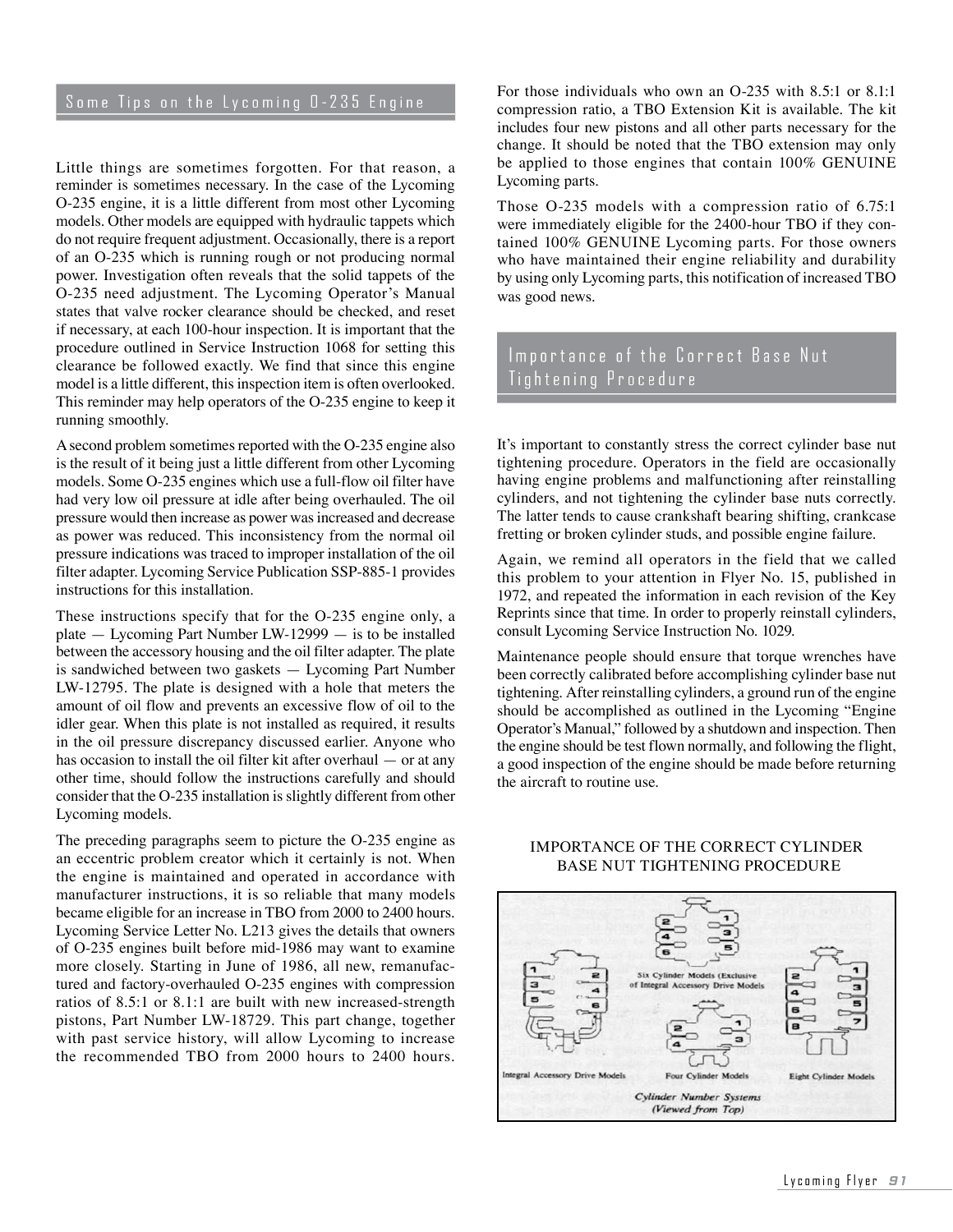## Some Tips on the Lycoming O-235 Engine

Little things are sometimes forgotten. For that reason, a reminder is sometimes necessary. In the case of the Lycoming O-235 engine, it is a little different from most other Lycoming models. Other models are equipped with hydraulic tappets which do not require frequent adjustment. Occasionally, there is a report of an O-235 which is running rough or not producing normal power. Investigation often reveals that the solid tappets of the O-235 need adjustment. The Lycoming Operator's Manual states that valve rocker clearance should be checked, and reset if necessary, at each 100-hour inspection. It is important that the procedure outlined in Service Instruction 1068 for setting this clearance be followed exactly. We find that since this engine model is a little different, this inspection item is often overlooked. This reminder may help operators of the O-235 engine to keep it running smoothly.

A second problem sometimes reported with the O-235 engine also is the result of it being just a little different from other Lycoming models. Some O-235 engines which use a full-flow oil filter have had very low oil pressure at idle after being overhauled. The oil pressure would then increase as power was increased and decrease as power was reduced. This inconsistency from the normal oil pressure indications was traced to improper installation of the oil filter adapter. Lycoming Service Publication SSP-885-1 provides instructions for this installation.

These instructions specify that for the O-235 engine only, a plate — Lycoming Part Number LW-12999 — is to be installed between the accessory housing and the oil filter adapter. The plate is sandwiched between two gaskets — Lycoming Part Number LW-12795. The plate is designed with a hole that meters the amount of oil flow and prevents an excessive flow of oil to the idler gear. When this plate is not installed as required, it results in the oil pressure discrepancy discussed earlier. Anyone who has occasion to install the oil filter kit after overhaul — or at any other time, should follow the instructions carefully and should consider that the O-235 installation is slightly different from other Lycoming models.

The preceding paragraphs seem to picture the O-235 engine as an eccentric problem creator which it certainly is not. When the engine is maintained and operated in accordance with manufacturer instructions, it is so reliable that many models became eligible for an increase in TBO from 2000 to 2400 hours. Lycoming Service Letter No. L213 gives the details that owners of O-235 engines built before mid-1986 may want to examine more closely. Starting in June of 1986, all new, remanufactured and factory-overhauled O-235 engines with compression ratios of 8.5:1 or 8.1:1 are built with new increased-strength pistons, Part Number LW-18729. This part change, together with past service history, will allow Lycoming to increase the recommended TBO from 2000 hours to 2400 hours.

For those individuals who own an O-235 with 8.5:1 or 8.1:1 compression ratio, a TBO Extension Kit is available. The kit includes four new pistons and all other parts necessary for the change. It should be noted that the TBO extension may only be applied to those engines that contain 100% GENUINE Lycoming parts.

Those O-235 models with a compression ratio of 6.75:1 were immediately eligible for the 2400-hour TBO if they contained 100% GENUINE Lycoming parts. For those owners who have maintained their engine reliability and durability by using only Lycoming parts, this notification of increased TBO was good news.

## Importance of the Correct Base Nut Tightening Procedure

It's important to constantly stress the correct cylinder base nut tightening procedure. Operators in the field are occasionally having engine problems and malfunctioning after reinstalling cylinders, and not tightening the cylinder base nuts correctly. The latter tends to cause crankshaft bearing shifting, crankcase fretting or broken cylinder studs, and possible engine failure.

Again, we remind all operators in the field that we called this problem to your attention in Flyer No. 15, published in 1972, and repeated the information in each revision of the Key Reprints since that time. In order to properly reinstall cylinders, consult Lycoming Service Instruction No. 1029.

Maintenance people should ensure that torque wrenches have been correctly calibrated before accomplishing cylinder base nut tightening. After reinstalling cylinders, a ground run of the engine should be accomplished as outlined in the Lycoming "Engine Operator's Manual," followed by a shutdown and inspection. Then the engine should be test flown normally, and following the flight, a good inspection of the engine should be made before returning the aircraft to routine use.

IMPORTANCE OF THE CORRECT CYLINDER BASE NUT TIGHTENING PROCEDURE

Integral Accessory Drive Models — Six Cylinder Models (Exclusive of Integral Accessory Drive Models) — Four Cylinder Models — Eight Cylinder Models

*Cylinder Number Systems (Viewed from Top)*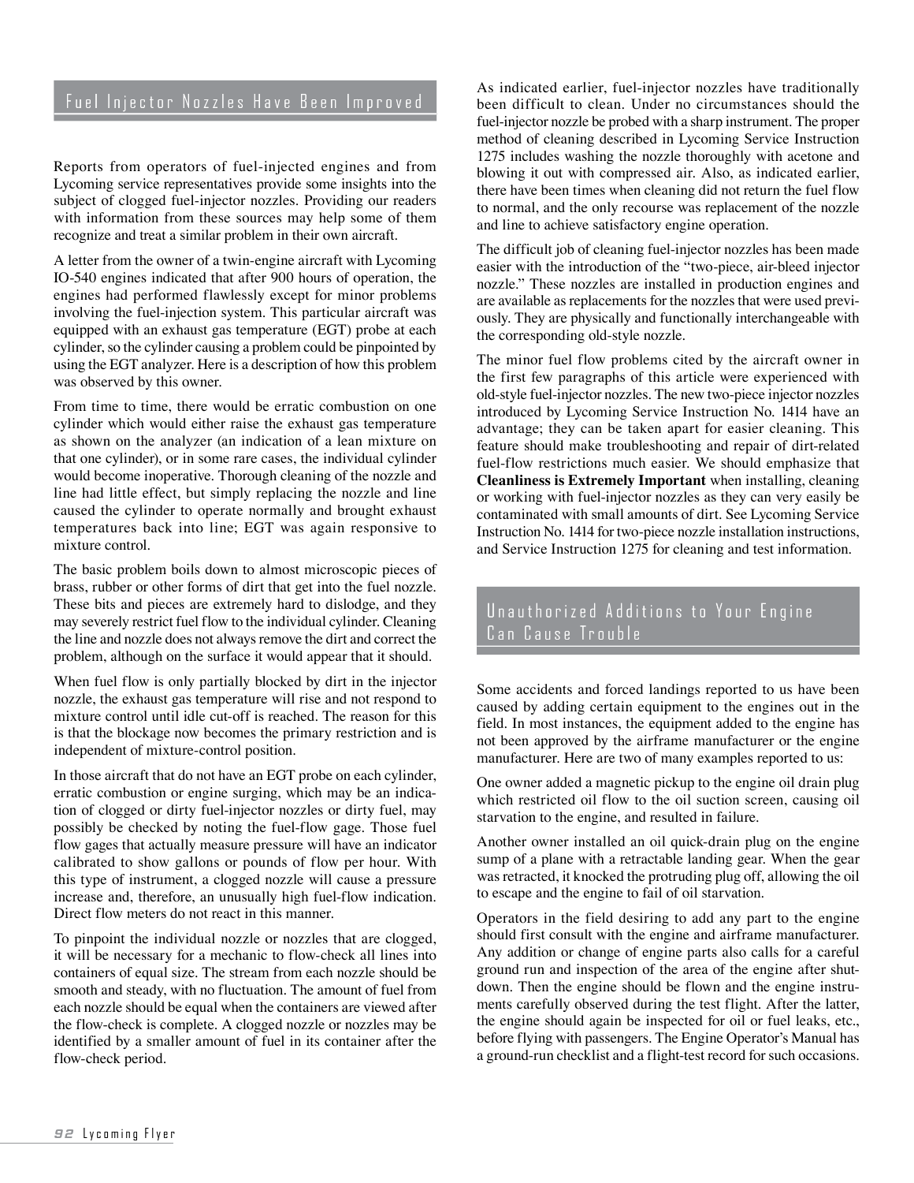## Fuel Injector Nozzles Have Been Improved

Reports from operators of fuel-injected engines and from Lycoming service representatives provide some insights into the subject of clogged fuel-injector nozzles. Providing our readers with information from these sources may help some of them recognize and treat a similar problem in their own aircraft.

A letter from the owner of a twin-engine aircraft with Lycoming IO-540 engines indicated that after 900 hours of operation, the engines had performed flawlessly except for minor problems involving the fuel-injection system. This particular aircraft was equipped with an exhaust gas temperature (EGT) probe at each cylinder, so the cylinder causing a problem could be pinpointed by using the EGT analyzer. Here is a description of how this problem was observed by this owner.

From time to time, there would be erratic combustion on one cylinder which would either raise the exhaust gas temperature as shown on the analyzer (an indication of a lean mixture on that one cylinder), or in some rare cases, the individual cylinder would become inoperative. Thorough cleaning of the nozzle and line had little effect, but simply replacing the nozzle and line caused the cylinder to operate normally and brought exhaust temperatures back into line; EGT was again responsive to mixture control.

The basic problem boils down to almost microscopic pieces of brass, rubber or other forms of dirt that get into the fuel nozzle. These bits and pieces are extremely hard to dislodge, and they may severely restrict fuel flow to the individual cylinder. Cleaning the line and nozzle does not always remove the dirt and correct the problem, although on the surface it would appear that it should.

When fuel flow is only partially blocked by dirt in the injector nozzle, the exhaust gas temperature will rise and not respond to mixture control until idle cut-off is reached. The reason for this is that the blockage now becomes the primary restriction and is independent of mixture-control position.

In those aircraft that do not have an EGT probe on each cylinder, erratic combustion or engine surging, which may be an indication of clogged or dirty fuel-injector nozzles or dirty fuel, may possibly be checked by noting the fuel-flow gage. Those fuel flow gages that actually measure pressure will have an indicator calibrated to show gallons or pounds of flow per hour. With this type of instrument, a clogged nozzle will cause a pressure increase and, therefore, an unusually high fuel-flow indication. Direct flow meters do not react in this manner.

To pinpoint the individual nozzle or nozzles that are clogged, it will be necessary for a mechanic to flow-check all lines into containers of equal size. The stream from each nozzle should be smooth and steady, with no fluctuation. The amount of fuel from each nozzle should be equal when the containers are viewed after the flow-check is complete. A clogged nozzle or nozzles may be identified by a smaller amount of fuel in its container after the flow-check period.

As indicated earlier, fuel-injector nozzles have traditionally been difficult to clean. Under no circumstances should the fuel-injector nozzle be probed with a sharp instrument. The proper method of cleaning described in Lycoming Service Instruction 1275 includes washing the nozzle thoroughly with acetone and blowing it out with compressed air. Also, as indicated earlier, there have been times when cleaning did not return the fuel flow to normal, and the only recourse was replacement of the nozzle and line to achieve satisfactory engine operation.

The difficult job of cleaning fuel-injector nozzles has been made easier with the introduction of the "two-piece, air-bleed injector nozzle." These nozzles are installed in production engines and are available as replacements for the nozzles that were used previously. They are physically and functionally interchangeable with the corresponding old-style nozzle.

The minor fuel flow problems cited by the aircraft owner in the first few paragraphs of this article were experienced with old-style fuel-injector nozzles. The new two-piece injector nozzles introduced by Lycoming Service Instruction No. 1414 have an advantage; they can be taken apart for easier cleaning. This feature should make troubleshooting and repair of dirt-related fuel-flow restrictions much easier. We should emphasize that **Cleanliness is Extremely Important** when installing, cleaning or working with fuel-injector nozzles as they can very easily be contaminated with small amounts of dirt. See Lycoming Service Instruction No. 1414 for two-piece nozzle installation instructions, and Service Instruction 1275 for cleaning and test information.

## Unauthorized Additions to Your Engine Can Cause Trouble

Some accidents and forced landings reported to us have been caused by adding certain equipment to the engines out in the field. In most instances, the equipment added to the engine has not been approved by the airframe manufacturer or the engine manufacturer. Here are two of many examples reported to us:

One owner added a magnetic pickup to the engine oil drain plug which restricted oil flow to the oil suction screen, causing oil starvation to the engine, and resulted in failure.

Another owner installed an oil quick-drain plug on the engine sump of a plane with a retractable landing gear. When the gear was retracted, it knocked the protruding plug off, allowing the oil to escape and the engine to fail of oil starvation.

Operators in the field desiring to add any part to the engine should first consult with the engine and airframe manufacturer. Any addition or change of engine parts also calls for a careful ground run and inspection of the area of the engine after shutdown. Then the engine should be flown and the engine instruments carefully observed during the test flight. After the latter, the engine should again be inspected for oil or fuel leaks, etc., before flying with passengers. The Engine Operator's Manual has a ground-run checklist and a flight-test record for such occasions.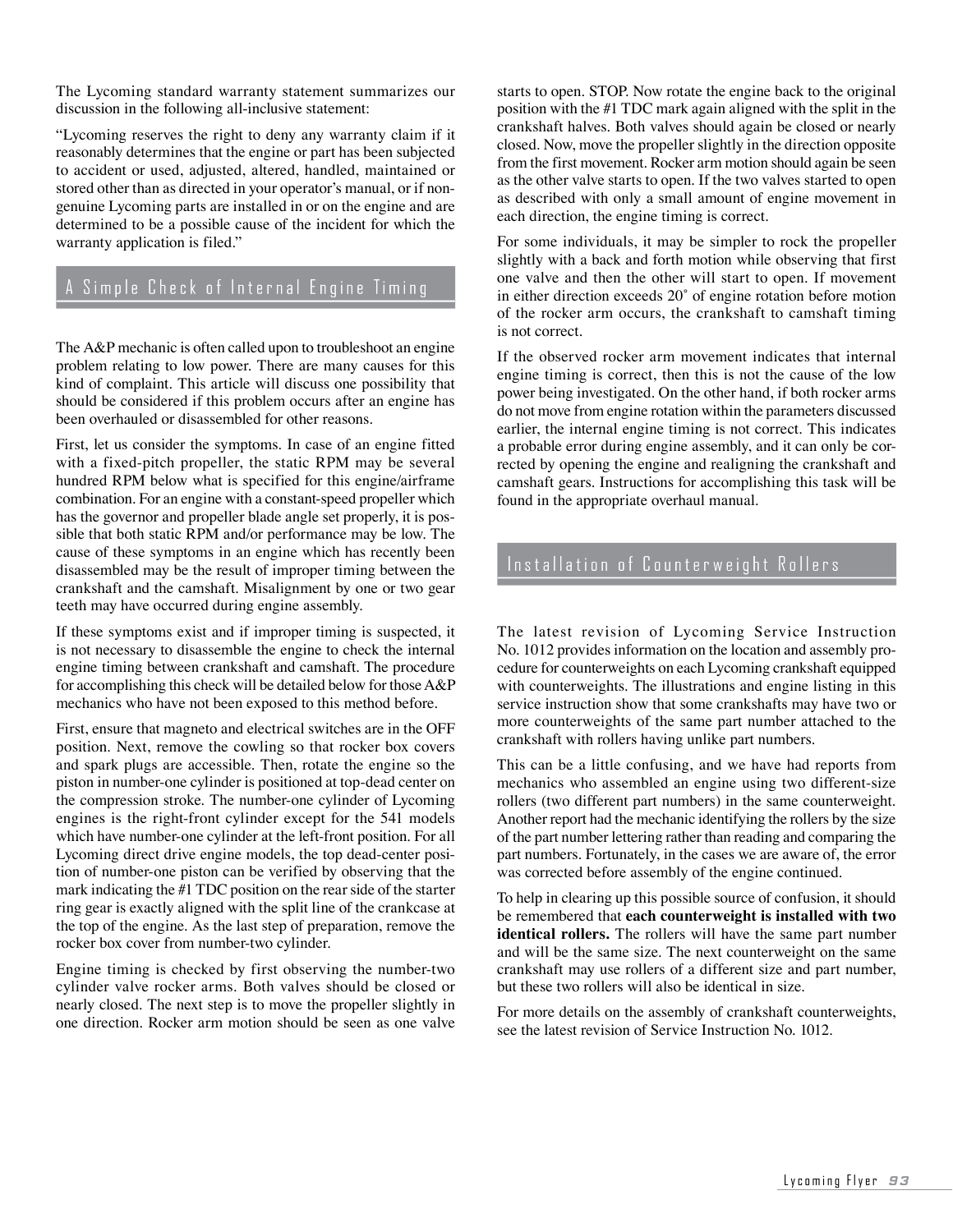The Lycoming standard warranty statement summarizes our discussion in the following all-inclusive statement:

"Lycoming reserves the right to deny any warranty claim if it reasonably determines that the engine or part has been subjected to accident or used, adjusted, altered, handled, maintained or stored other than as directed in your operator's manual, or if non-genuine Lycoming parts are installed in or on the engine and are determined to be a possible cause of the incident for which the warranty application is filed."

## A Simple Check of Internal Engine Timing

The A&P mechanic is often called upon to troubleshoot an engine problem relating to low power. There are many causes for this kind of complaint. This article will discuss one possibility that should be considered if this problem occurs after an engine has been overhauled or disassembled for other reasons.

First, let us consider the symptoms. In case of an engine fitted with a fixed-pitch propeller, the static RPM may be several hundred RPM below what is specified for this engine/airframe combination. For an engine with a constant-speed propeller which has the governor and propeller blade angle set properly, it is possible that both static RPM and/or performance may be low. The cause of these symptoms in an engine which has recently been disassembled may be the result of improper timing between the crankshaft and the camshaft. Misalignment by one or two gear teeth may have occurred during engine assembly.

If these symptoms exist and if improper timing is suspected, it is not necessary to disassemble the engine to check the internal engine timing between crankshaft and camshaft. The procedure for accomplishing this check will be detailed below for those A&P mechanics who have not been exposed to this method before.

First, ensure that magneto and electrical switches are in the OFF position. Next, remove the cowling so that rocker box covers and spark plugs are accessible. Then, rotate the engine so the piston in number-one cylinder is positioned at top-dead center on the compression stroke. The number-one cylinder of Lycoming engines is the right-front cylinder except for the 541 models which have number-one cylinder at the left-front position. For all Lycoming direct drive engine models, the top dead-center position of number-one piston can be verified by observing that the mark indicating the #1 TDC position on the rear side of the starter ring gear is exactly aligned with the split line of the crankcase at the top of the engine. As the last step of preparation, remove the rocker box cover from number-two cylinder.

Engine timing is checked by first observing the number-two cylinder valve rocker arms. Both valves should be closed or nearly closed. The next step is to move the propeller slightly in one direction. Rocker arm motion should be seen as one valve starts to open. STOP. Now rotate the engine back to the original position with the #1 TDC mark again aligned with the split in the crankshaft halves. Both valves should again be closed or nearly closed. Now, move the propeller slightly in the direction opposite from the first movement. Rocker arm motion should again be seen as the other valve starts to open. If the two valves started to open as described with only a small amount of engine movement in each direction, the engine timing is correct.

For some individuals, it may be simpler to rock the propeller slightly with a back and forth motion while observing that first one valve and then the other will start to open. If movement in either direction exceeds 20° of engine rotation before motion of the rocker arm occurs, the crankshaft to camshaft timing is not correct.

If the observed rocker arm movement indicates that internal engine timing is correct, then this is not the cause of the low power being investigated. On the other hand, if both rocker arms do not move from engine rotation within the parameters discussed earlier, the internal engine timing is not correct. This indicates a probable error during engine assembly, and it can only be corrected by opening the engine and realigning the crankshaft and camshaft gears. Instructions for accomplishing this task will be found in the appropriate overhaul manual.

## Installation of Counterweight Rollers

The latest revision of Lycoming Service Instruction No. 1012 provides information on the location and assembly procedure for counterweights on each Lycoming crankshaft equipped with counterweights. The illustrations and engine listing in this service instruction show that some crankshafts may have two or more counterweights of the same part number attached to the crankshaft with rollers having unlike part numbers.

This can be a little confusing, and we have had reports from mechanics who assembled an engine using two different-size rollers (two different part numbers) in the same counterweight. Another report had the mechanic identifying the rollers by the size of the part number lettering rather than reading and comparing the part numbers. Fortunately, in the cases we are aware of, the error was corrected before assembly of the engine continued.

To help in clearing up this possible source of confusion, it should be remembered that **each counterweight is installed with two identical rollers.** The rollers will have the same part number and will be the same size. The next counterweight on the same crankshaft may use rollers of a different size and part number, but these two rollers will also be identical in size.

For more details on the assembly of crankshaft counterweights, see the latest revision of Service Instruction No. 1012.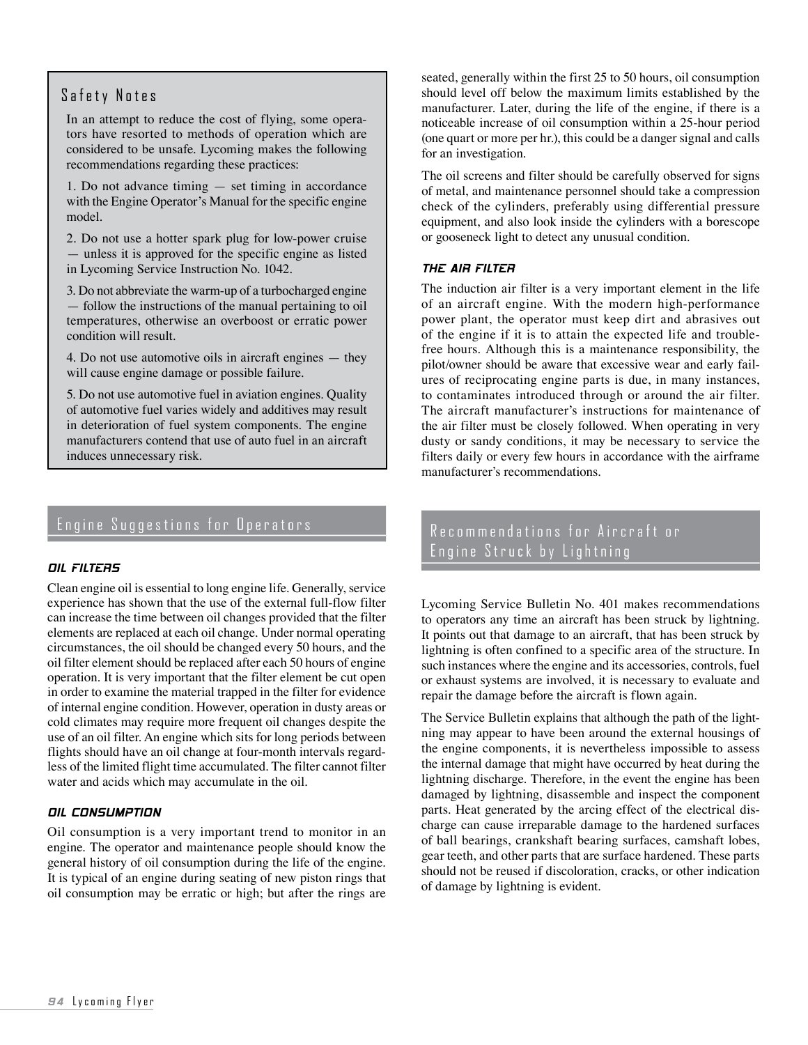## Safety Notes

In an attempt to reduce the cost of flying, some operators have resorted to methods of operation which are considered to be unsafe. Lycoming makes the following recommendations regarding these practices:

1. Do not advance timing — set timing in accordance with the Engine Operator's Manual for the specific engine model.

2. Do not use a hotter spark plug for low-power cruise — unless it is approved for the specific engine as listed in Lycoming Service Instruction No. 1042.

3. Do not abbreviate the warm-up of a turbocharged engine — follow the instructions of the manual pertaining to oil temperatures, otherwise an overboost or erratic power condition will result.

4. Do not use automotive oils in aircraft engines — they will cause engine damage or possible failure.

5. Do not use automotive fuel in aviation engines. Quality of automotive fuel varies widely and additives may result in deterioration of fuel system components. The engine manufacturers contend that use of auto fuel in an aircraft induces unnecessary risk.

## Engine Suggestions for Operators

### OIL FILTERS

Clean engine oil is essential to long engine life. Generally, service experience has shown that the use of the external full-flow filter can increase the time between oil changes provided that the filter elements are replaced at each oil change. Under normal operating circumstances, the oil should be changed every 50 hours, and the oil filter element should be replaced after each 50 hours of engine operation. It is very important that the filter element be cut open in order to examine the material trapped in the filter for evidence of internal engine condition. However, operation in dusty areas or cold climates may require more frequent oil changes despite the use of an oil filter. An engine which sits for long periods between flights should have an oil change at four-month intervals regardless of the limited flight time accumulated. The filter cannot filter water and acids which may accumulate in the oil.

### OIL CONSUMPTION

Oil consumption is a very important trend to monitor in an engine. The operator and maintenance people should know the general history of oil consumption during the life of the engine. It is typical of an engine during seating of new piston rings that oil consumption may be erratic or high; but after the rings are seated, generally within the first 25 to 50 hours, oil consumption should level off below the maximum limits established by the manufacturer. Later, during the life of the engine, if there is a noticeable increase of oil consumption within a 25-hour period (one quart or more per hr.), this could be a danger signal and calls for an investigation.

The oil screens and filter should be carefully observed for signs of metal, and maintenance personnel should take a compression check of the cylinders, preferably using differential pressure equipment, and also look inside the cylinders with a borescope or gooseneck light to detect any unusual condition.

### THE AIR FILTER

The induction air filter is a very important element in the life of an aircraft engine. With the modern high-performance power plant, the operator must keep dirt and abrasives out of the engine if it is to attain the expected life and trouble-free hours. Although this is a maintenance responsibility, the pilot/owner should be aware that excessive wear and early failures of reciprocating engine parts is due, in many instances, to contaminates introduced through or around the air filter. The aircraft manufacturer's instructions for maintenance of the air filter must be closely followed. When operating in very dusty or sandy conditions, it may be necessary to service the filters daily or every few hours in accordance with the airframe manufacturer's recommendations.

## Recommendations for Aircraft or Engine Struck by Lightning

Lycoming Service Bulletin No. 401 makes recommendations to operators any time an aircraft has been struck by lightning. It points out that damage to an aircraft, that has been struck by lightning is often confined to a specific area of the structure. In such instances where the engine and its accessories, controls, fuel or exhaust systems are involved, it is necessary to evaluate and repair the damage before the aircraft is flown again.

The Service Bulletin explains that although the path of the lightning may appear to have been around the external housings of the engine components, it is nevertheless impossible to assess the internal damage that might have occurred by heat during the lightning discharge. Therefore, in the event the engine has been damaged by lightning, disassemble and inspect the component parts. Heat generated by the arcing effect of the electrical discharge can cause irreparable damage to the hardened surfaces of ball bearings, crankshaft bearing surfaces, camshaft lobes, gear teeth, and other parts that are surface hardened. These parts should not be reused if discoloration, cracks, or other indication of damage by lightning is evident.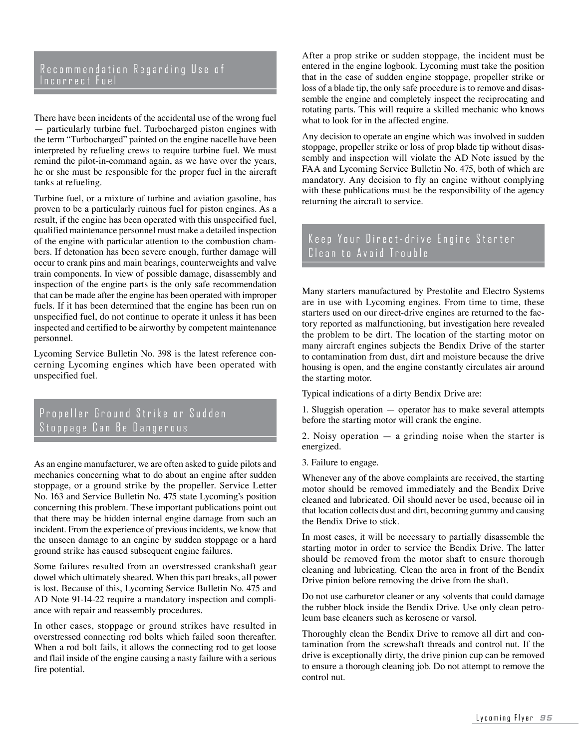## Recommendation Regarding Use of Incorrect Fuel

There have been incidents of the accidental use of the wrong fuel — particularly turbine fuel. Turbocharged piston engines with the term "Turbocharged" painted on the engine nacelle have been interpreted by refueling crews to require turbine fuel. We must remind the pilot-in-command again, as we have over the years, he or she must be responsible for the proper fuel in the aircraft tanks at refueling.

Turbine fuel, or a mixture of turbine and aviation gasoline, has proven to be a particularly ruinous fuel for piston engines. As a result, if the engine has been operated with this unspecified fuel, qualified maintenance personnel must make a detailed inspection of the engine with particular attention to the combustion chambers. If detonation has been severe enough, further damage will occur to crank pins and main bearings, counterweights and valve train components. In view of possible damage, disassembly and inspection of the engine parts is the only safe recommendation that can be made after the engine has been operated with improper fuels. If it has been determined that the engine has been run on unspecified fuel, do not continue to operate it unless it has been inspected and certified to be airworthy by competent maintenance personnel.

Lycoming Service Bulletin No. 398 is the latest reference concerning Lycoming engines which have been operated with unspecified fuel.

## Propeller Ground Strike or Sudden Stoppage Can Be Dangerous

As an engine manufacturer, we are often asked to guide pilots and mechanics concerning what to do about an engine after sudden stoppage, or a ground strike by the propeller. Service Letter No. 163 and Service Bulletin No. 475 state Lycoming's position concerning this problem. These important publications point out that there may be hidden internal engine damage from such an incident. From the experience of previous incidents, we know that the unseen damage to an engine by sudden stoppage or a hard ground strike has caused subsequent engine failures.

Some failures resulted from an overstressed crankshaft gear dowel which ultimately sheared. When this part breaks, all power is lost. Because of this, Lycoming Service Bulletin No. 475 and AD Note 91-14-22 require a mandatory inspection and compliance with repair and reassembly procedures.

In other cases, stoppage or ground strikes have resulted in overstressed connecting rod bolts which failed soon thereafter. When a rod bolt fails, it allows the connecting rod to get loose and flail inside of the engine causing a nasty failure with a serious fire potential.

After a prop strike or sudden stoppage, the incident must be entered in the engine logbook. Lycoming must take the position that in the case of sudden engine stoppage, propeller strike or loss of a blade tip, the only safe procedure is to remove and disassemble the engine and completely inspect the reciprocating and rotating parts. This will require a skilled mechanic who knows what to look for in the affected engine.

Any decision to operate an engine which was involved in sudden stoppage, propeller strike or loss of prop blade tip without disassembly and inspection will violate the AD Note issued by the FAA and Lycoming Service Bulletin No. 475, both of which are mandatory. Any decision to fly an engine without complying with these publications must be the responsibility of the agency returning the aircraft to service.

## Keep Your Direct-drive Engine Starter Clean to Avoid Trouble

Many starters manufactured by Prestolite and Electro Systems are in use with Lycoming engines. From time to time, these starters used on our direct-drive engines are returned to the factory reported as malfunctioning, but investigation here revealed the problem to be dirt. The location of the starting motor on many aircraft engines subjects the Bendix Drive of the starter to contamination from dust, dirt and moisture because the drive housing is open, and the engine constantly circulates air around the starting motor.

Typical indications of a dirty Bendix Drive are:

1. Sluggish operation — operator has to make several attempts before the starting motor will crank the engine.

2. Noisy operation — a grinding noise when the starter is energized.

3. Failure to engage.

Whenever any of the above complaints are received, the starting motor should be removed immediately and the Bendix Drive cleaned and lubricated. Oil should never be used, because oil in that location collects dust and dirt, becoming gummy and causing the Bendix Drive to stick.

In most cases, it will be necessary to partially disassemble the starting motor in order to service the Bendix Drive. The latter should be removed from the motor shaft to ensure thorough cleaning and lubricating. Clean the area in front of the Bendix Drive pinion before removing the drive from the shaft.

Do not use carburetor cleaner or any solvents that could damage the rubber block inside the Bendix Drive. Use only clean petroleum base cleaners such as kerosene or varsol.

Thoroughly clean the Bendix Drive to remove all dirt and contamination from the screwshaft threads and control nut. If the drive is exceptionally dirty, the drive pinion cup can be removed to ensure a thorough cleaning job. Do not attempt to remove the control nut.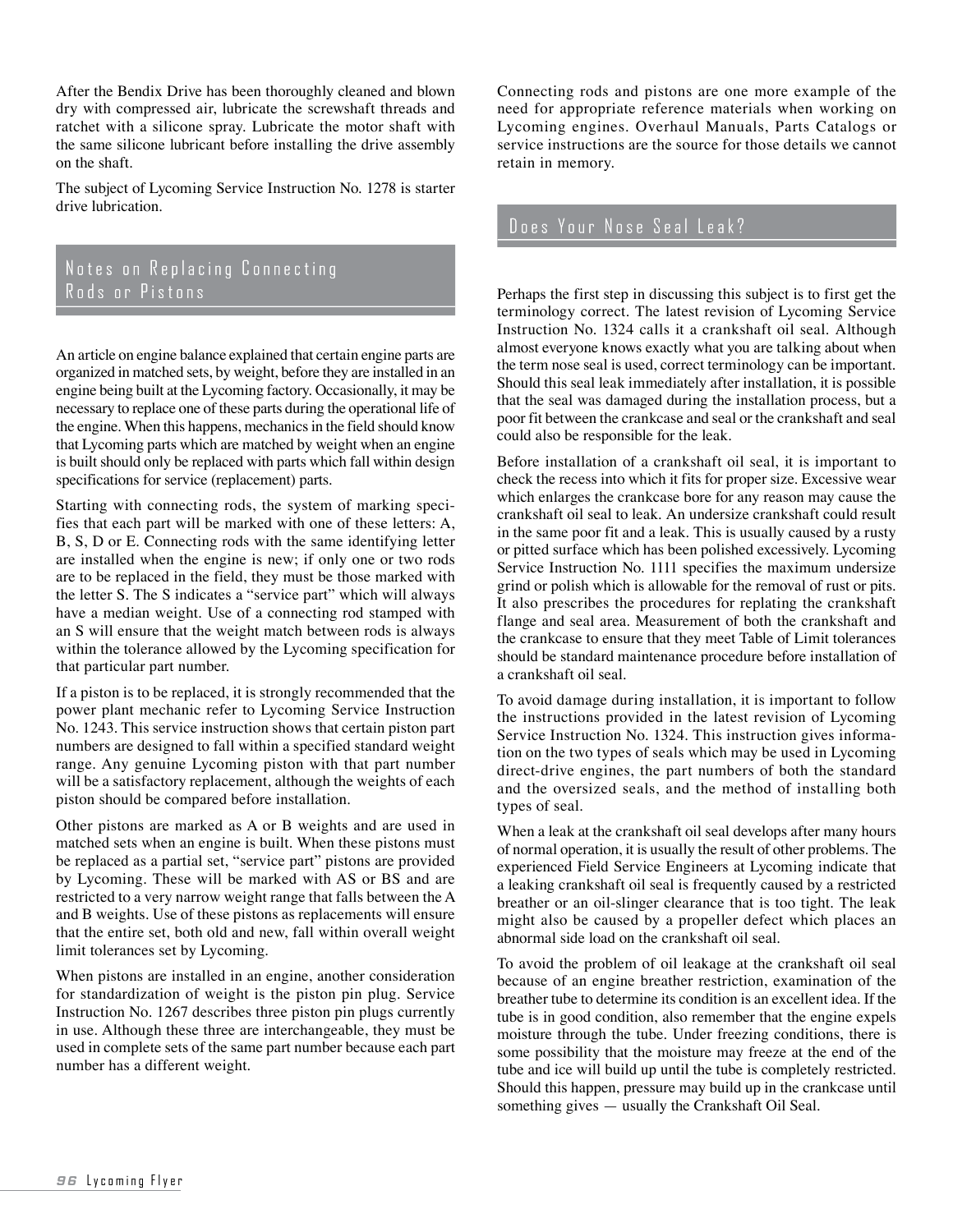After the Bendix Drive has been thoroughly cleaned and blown dry with compressed air, lubricate the screwshaft threads and ratchet with a silicone spray. Lubricate the motor shaft with the same silicone lubricant before installing the drive assembly on the shaft.

The subject of Lycoming Service Instruction No. 1278 is starter drive lubrication.

## Notes on Replacing Connecting Rods or Pistons

An article on engine balance explained that certain engine parts are organized in matched sets, by weight, before they are installed in an engine being built at the Lycoming factory. Occasionally, it may be necessary to replace one of these parts during the operational life of the engine. When this happens, mechanics in the field should know that Lycoming parts which are matched by weight when an engine is built should only be replaced with parts which fall within design specifications for service (replacement) parts.

Starting with connecting rods, the system of marking specifies that each part will be marked with one of these letters: A, B, S, D or E. Connecting rods with the same identifying letter are installed when the engine is new; if only one or two rods are to be replaced in the field, they must be those marked with the letter S. The S indicates a "service part" which will always have a median weight. Use of a connecting rod stamped with an S will ensure that the weight match between rods is always within the tolerance allowed by the Lycoming specification for that particular part number.

If a piston is to be replaced, it is strongly recommended that the power plant mechanic refer to Lycoming Service Instruction No. 1243. This service instruction shows that certain piston part numbers are designed to fall within a specified standard weight range. Any genuine Lycoming piston with that part number will be a satisfactory replacement, although the weights of each piston should be compared before installation.

Other pistons are marked as A or B weights and are used in matched sets when an engine is built. When these pistons must be replaced as a partial set, "service part" pistons are provided by Lycoming. These will be marked with AS or BS and are restricted to a very narrow weight range that falls between the A and B weights. Use of these pistons as replacements will ensure that the entire set, both old and new, fall within overall weight limit tolerances set by Lycoming.

When pistons are installed in an engine, another consideration for standardization of weight is the piston pin plug. Service Instruction No. 1267 describes three piston pin plugs currently in use. Although these three are interchangeable, they must be used in complete sets of the same part number because each part number has a different weight.

Connecting rods and pistons are one more example of the need for appropriate reference materials when working on Lycoming engines. Overhaul Manuals, Parts Catalogs or service instructions are the source for those details we cannot retain in memory.

## Does Your Nose Seal Leak?

Perhaps the first step in discussing this subject is to first get the terminology correct. The latest revision of Lycoming Service Instruction No. 1324 calls it a crankshaft oil seal. Although almost everyone knows exactly what you are talking about when the term nose seal is used, correct terminology can be important. Should this seal leak immediately after installation, it is possible that the seal was damaged during the installation process, but a poor fit between the crankcase and seal or the crankshaft and seal could also be responsible for the leak.

Before installation of a crankshaft oil seal, it is important to check the recess into which it fits for proper size. Excessive wear which enlarges the crankcase bore for any reason may cause the crankshaft oil seal to leak. An undersize crankshaft could result in the same poor fit and a leak. This is usually caused by a rusty or pitted surface which has been polished excessively. Lycoming Service Instruction No. 1111 specifies the maximum undersize grind or polish which is allowable for the removal of rust or pits. It also prescribes the procedures for replating the crankshaft flange and seal area. Measurement of both the crankshaft and the crankcase to ensure that they meet Table of Limit tolerances should be standard maintenance procedure before installation of a crankshaft oil seal.

To avoid damage during installation, it is important to follow the instructions provided in the latest revision of Lycoming Service Instruction No. 1324. This instruction gives information on the two types of seals which may be used in Lycoming direct-drive engines, the part numbers of both the standard and the oversized seals, and the method of installing both types of seal.

When a leak at the crankshaft oil seal develops after many hours of normal operation, it is usually the result of other problems. The experienced Field Service Engineers at Lycoming indicate that a leaking crankshaft oil seal is frequently caused by a restricted breather or an oil-slinger clearance that is too tight. The leak might also be caused by a propeller defect which places an abnormal side load on the crankshaft oil seal.

To avoid the problem of oil leakage at the crankshaft oil seal because of an engine breather restriction, examination of the breather tube to determine its condition is an excellent idea. If the tube is in good condition, also remember that the engine expels moisture through the tube. Under freezing conditions, there is some possibility that the moisture may freeze at the end of the tube and ice will build up until the tube is completely restricted. Should this happen, pressure may build up in the crankcase until something gives — usually the Crankshaft Oil Seal.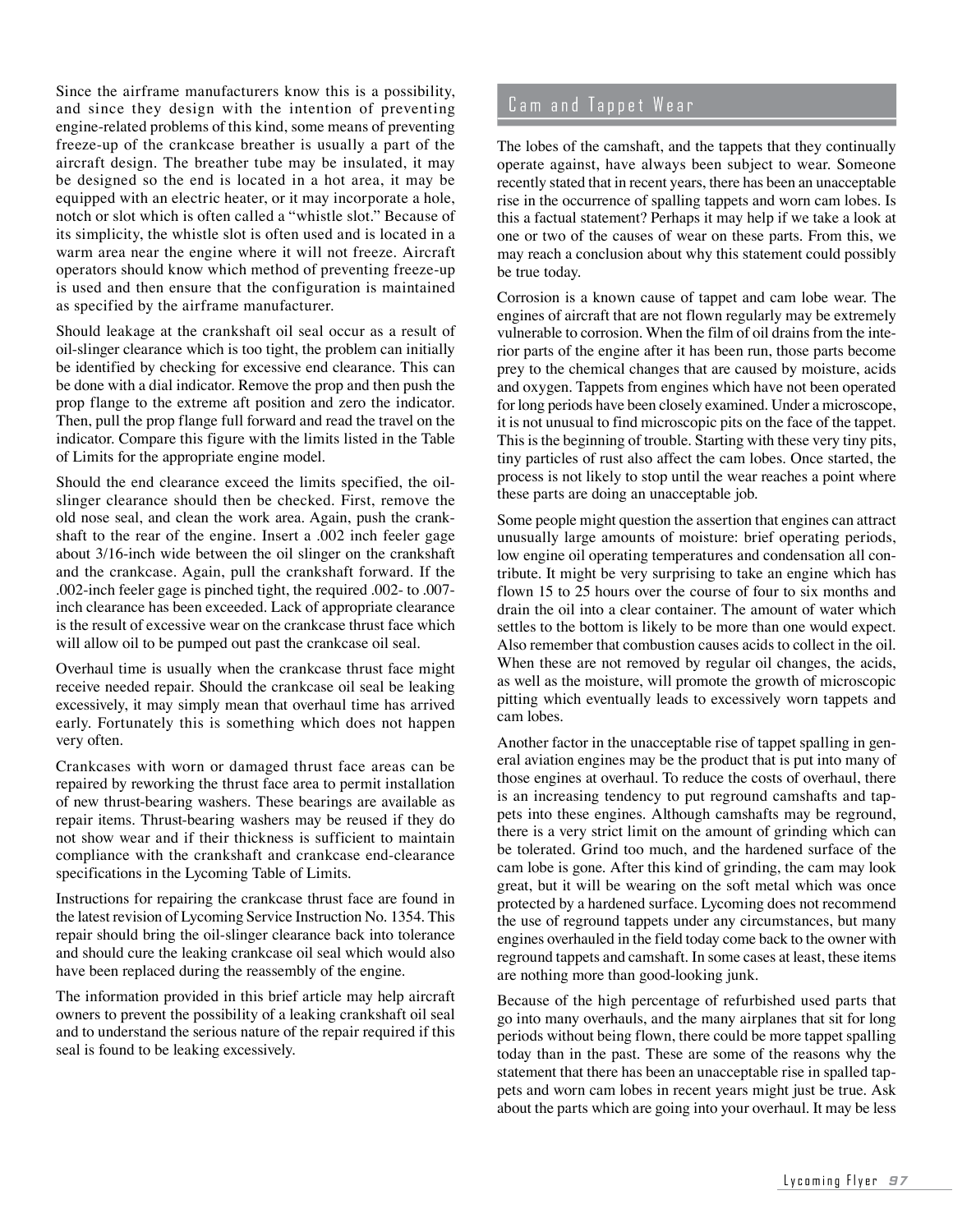Since the airframe manufacturers know this is a possibility, and since they design with the intention of preventing engine-related problems of this kind, some means of preventing freeze-up of the crankcase breather is usually a part of the aircraft design. The breather tube may be insulated, it may be designed so the end is located in a hot area, it may be equipped with an electric heater, or it may incorporate a hole, notch or slot which is often called a "whistle slot." Because of its simplicity, the whistle slot is often used and is located in a warm area near the engine where it will not freeze. Aircraft operators should know which method of preventing freeze-up is used and then ensure that the configuration is maintained as specified by the airframe manufacturer.

Should leakage at the crankshaft oil seal occur as a result of oil-slinger clearance which is too tight, the problem can initially be identified by checking for excessive end clearance. This can be done with a dial indicator. Remove the prop and then push the prop flange to the extreme aft position and zero the indicator. Then, pull the prop flange full forward and read the travel on the indicator. Compare this figure with the limits listed in the Table of Limits for the appropriate engine model.

Should the end clearance exceed the limits specified, the oil-slinger clearance should then be checked. First, remove the old nose seal, and clean the work area. Again, push the crankshaft to the rear of the engine. Insert a .002 inch feeler gage about 3/16-inch wide between the oil slinger on the crankshaft and the crankcase. Again, pull the crankshaft forward. If the .002-inch feeler gage is pinched tight, the required .002- to .007-inch clearance has been exceeded. Lack of appropriate clearance is the result of excessive wear on the crankcase thrust face which will allow oil to be pumped out past the crankcase oil seal.

Overhaul time is usually when the crankcase thrust face might receive needed repair. Should the crankcase oil seal be leaking excessively, it may simply mean that overhaul time has arrived early. Fortunately this is something which does not happen very often.

Crankcases with worn or damaged thrust face areas can be repaired by reworking the thrust face area to permit installation of new thrust-bearing washers. These bearings are available as repair items. Thrust-bearing washers may be reused if they do not show wear and if their thickness is sufficient to maintain compliance with the crankshaft and crankcase end-clearance specifications in the Lycoming Table of Limits.

Instructions for repairing the crankcase thrust face are found in the latest revision of Lycoming Service Instruction No. 1354. This repair should bring the oil-slinger clearance back into tolerance and should cure the leaking crankcase oil seal which would also have been replaced during the reassembly of the engine.

The information provided in this brief article may help aircraft owners to prevent the possibility of a leaking crankshaft oil seal and to understand the serious nature of the repair required if this seal is found to be leaking excessively.

## Cam and Tappet Wear

The lobes of the camshaft, and the tappets that they continually operate against, have always been subject to wear. Someone recently stated that in recent years, there has been an unacceptable rise in the occurrence of spalling tappets and worn cam lobes. Is this a factual statement? Perhaps it may help if we take a look at one or two of the causes of wear on these parts. From this, we may reach a conclusion about why this statement could possibly be true today.

Corrosion is a known cause of tappet and cam lobe wear. The engines of aircraft that are not flown regularly may be extremely vulnerable to corrosion. When the film of oil drains from the interior parts of the engine after it has been run, those parts become prey to the chemical changes that are caused by moisture, acids and oxygen. Tappets from engines which have not been operated for long periods have been closely examined. Under a microscope, it is not unusual to find microscopic pits on the face of the tappet. This is the beginning of trouble. Starting with these very tiny pits, tiny particles of rust also affect the cam lobes. Once started, the process is not likely to stop until the wear reaches a point where these parts are doing an unacceptable job.

Some people might question the assertion that engines can attract unusually large amounts of moisture: brief operating periods, low engine oil operating temperatures and condensation all contribute. It might be very surprising to take an engine which has flown 15 to 25 hours over the course of four to six months and drain the oil into a clear container. The amount of water which settles to the bottom is likely to be more than one would expect. Also remember that combustion causes acids to collect in the oil. When these are not removed by regular oil changes, the acids, as well as the moisture, will promote the growth of microscopic pitting which eventually leads to excessively worn tappets and cam lobes.

Another factor in the unacceptable rise of tappet spalling in general aviation engines may be the product that is put into many of those engines at overhaul. To reduce the costs of overhaul, there is an increasing tendency to put reground camshafts and tappets into these engines. Although camshafts may be reground, there is a very strict limit on the amount of grinding which can be tolerated. Grind too much, and the hardened surface of the cam lobe is gone. After this kind of grinding, the cam may look great, but it will be wearing on the soft metal which was once protected by a hardened surface. Lycoming does not recommend the use of reground tappets under any circumstances, but many engines overhauled in the field today come back to the owner with reground tappets and camshaft. In some cases at least, these items are nothing more than good-looking junk.

Because of the high percentage of refurbished used parts that go into many overhauls, and the many airplanes that sit for long periods without being flown, there could be more tappet spalling today than in the past. These are some of the reasons why the statement that there has been an unacceptable rise in spalled tappets and worn cam lobes in recent years might just be true. Ask about the parts which are going into your overhaul. It may be less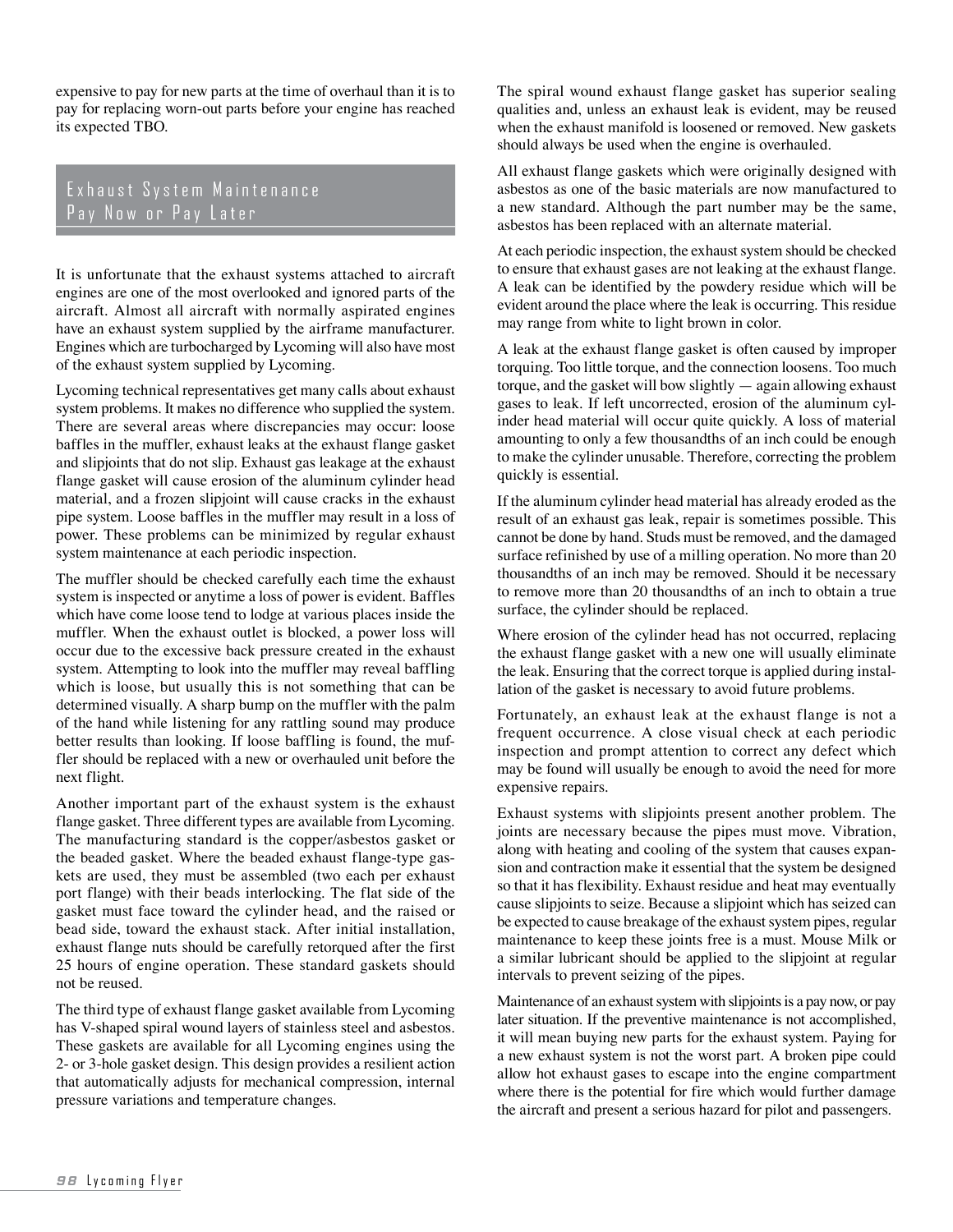expensive to pay for new parts at the time of overhaul than it is to pay for replacing worn-out parts before your engine has reached its expected TBO.

## Exhaust System Maintenance Pay Now or Pay Later

It is unfortunate that the exhaust systems attached to aircraft engines are one of the most overlooked and ignored parts of the aircraft. Almost all aircraft with normally aspirated engines have an exhaust system supplied by the airframe manufacturer. Engines which are turbocharged by Lycoming will also have most of the exhaust system supplied by Lycoming.

Lycoming technical representatives get many calls about exhaust system problems. It makes no difference who supplied the system. There are several areas where discrepancies may occur: loose baffles in the muffler, exhaust leaks at the exhaust flange gasket and slipjoints that do not slip. Exhaust gas leakage at the exhaust flange gasket will cause erosion of the aluminum cylinder head material, and a frozen slipjoint will cause cracks in the exhaust pipe system. Loose baffles in the muffler may result in a loss of power. These problems can be minimized by regular exhaust system maintenance at each periodic inspection.

The muffler should be checked carefully each time the exhaust system is inspected or anytime a loss of power is evident. Baffles which have come loose tend to lodge at various places inside the muffler. When the exhaust outlet is blocked, a power loss will occur due to the excessive back pressure created in the exhaust system. Attempting to look into the muffler may reveal baffling which is loose, but usually this is not something that can be determined visually. A sharp bump on the muffler with the palm of the hand while listening for any rattling sound may produce better results than looking. If loose baffling is found, the muffler should be replaced with a new or overhauled unit before the next flight.

Another important part of the exhaust system is the exhaust flange gasket. Three different types are available from Lycoming. The manufacturing standard is the copper/asbestos gasket or the beaded gasket. Where the beaded exhaust flange-type gaskets are used, they must be assembled (two each per exhaust port flange) with their beads interlocking. The flat side of the gasket must face toward the cylinder head, and the raised or bead side, toward the exhaust stack. After initial installation, exhaust flange nuts should be carefully retorqued after the first 25 hours of engine operation. These standard gaskets should not be reused.

The third type of exhaust flange gasket available from Lycoming has V-shaped spiral wound layers of stainless steel and asbestos. These gaskets are available for all Lycoming engines using the 2- or 3-hole gasket design. This design provides a resilient action that automatically adjusts for mechanical compression, internal pressure variations and temperature changes.

The spiral wound exhaust flange gasket has superior sealing qualities and, unless an exhaust leak is evident, may be reused when the exhaust manifold is loosened or removed. New gaskets should always be used when the engine is overhauled.

All exhaust flange gaskets which were originally designed with asbestos as one of the basic materials are now manufactured to a new standard. Although the part number may be the same, asbestos has been replaced with an alternate material.

At each periodic inspection, the exhaust system should be checked to ensure that exhaust gases are not leaking at the exhaust flange. A leak can be identified by the powdery residue which will be evident around the place where the leak is occurring. This residue may range from white to light brown in color.

A leak at the exhaust flange gasket is often caused by improper torquing. Too little torque, and the connection loosens. Too much torque, and the gasket will bow slightly — again allowing exhaust gases to leak. If left uncorrected, erosion of the aluminum cylinder head material will occur quite quickly. A loss of material amounting to only a few thousandths of an inch could be enough to make the cylinder unusable. Therefore, correcting the problem quickly is essential.

If the aluminum cylinder head material has already eroded as the result of an exhaust gas leak, repair is sometimes possible. This cannot be done by hand. Studs must be removed, and the damaged surface refinished by use of a milling operation. No more than 20 thousandths of an inch may be removed. Should it be necessary to remove more than 20 thousandths of an inch to obtain a true surface, the cylinder should be replaced.

Where erosion of the cylinder head has not occurred, replacing the exhaust flange gasket with a new one will usually eliminate the leak. Ensuring that the correct torque is applied during installation of the gasket is necessary to avoid future problems.

Fortunately, an exhaust leak at the exhaust flange is not a frequent occurrence. A close visual check at each periodic inspection and prompt attention to correct any defect which may be found will usually be enough to avoid the need for more expensive repairs.

Exhaust systems with slipjoints present another problem. The joints are necessary because the pipes must move. Vibration, along with heating and cooling of the system that causes expansion and contraction make it essential that the system be designed so that it has flexibility. Exhaust residue and heat may eventually cause slipjoints to seize. Because a slipjoint which has seized can be expected to cause breakage of the exhaust system pipes, regular maintenance to keep these joints free is a must. Mouse Milk or a similar lubricant should be applied to the slipjoint at regular intervals to prevent seizing of the pipes.

Maintenance of an exhaust system with slipjoints is a pay now, or pay later situation. If the preventive maintenance is not accomplished, it will mean buying new parts for the exhaust system. Paying for a new exhaust system is not the worst part. A broken pipe could allow hot exhaust gases to escape into the engine compartment where there is the potential for fire which would further damage the aircraft and present a serious hazard for pilot and passengers.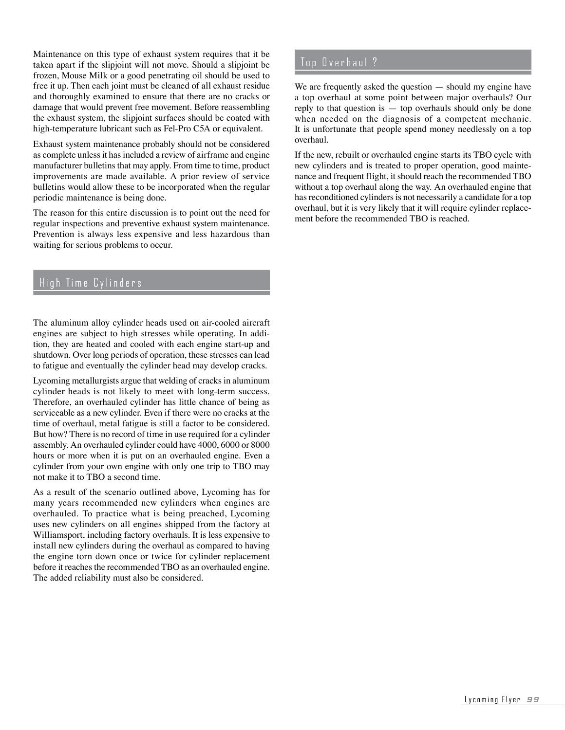Maintenance on this type of exhaust system requires that it be taken apart if the slipjoint will not move. Should a slipjoint be frozen, Mouse Milk or a good penetrating oil should be used to free it up. Then each joint must be cleaned of all exhaust residue and thoroughly examined to ensure that there are no cracks or damage that would prevent free movement. Before reassembling the exhaust system, the slipjoint surfaces should be coated with high-temperature lubricant such as Fel-Pro C5A or equivalent.

Exhaust system maintenance probably should not be considered as complete unless it has included a review of airframe and engine manufacturer bulletins that may apply. From time to time, product improvements are made available. A prior review of service bulletins would allow these to be incorporated when the regular periodic maintenance is being done.

The reason for this entire discussion is to point out the need for regular inspections and preventive exhaust system maintenance. Prevention is always less expensive and less hazardous than waiting for serious problems to occur.

## High Time Cylinders

The aluminum alloy cylinder heads used on air-cooled aircraft engines are subject to high stresses while operating. In addition, they are heated and cooled with each engine start-up and shutdown. Over long periods of operation, these stresses can lead to fatigue and eventually the cylinder head may develop cracks.

Lycoming metallurgists argue that welding of cracks in aluminum cylinder heads is not likely to meet with long-term success. Therefore, an overhauled cylinder has little chance of being as serviceable as a new cylinder. Even if there were no cracks at the time of overhaul, metal fatigue is still a factor to be considered. But how? There is no record of time in use required for a cylinder assembly. An overhauled cylinder could have 4000, 6000 or 8000 hours or more when it is put on an overhauled engine. Even a cylinder from your own engine with only one trip to TBO may not make it to TBO a second time.

As a result of the scenario outlined above, Lycoming has for many years recommended new cylinders when engines are overhauled. To practice what is being preached, Lycoming uses new cylinders on all engines shipped from the factory at Williamsport, including factory overhauls. It is less expensive to install new cylinders during the overhaul as compared to having the engine torn down once or twice for cylinder replacement before it reaches the recommended TBO as an overhauled engine. The added reliability must also be considered.

## Top Overhaul ?

We are frequently asked the question — should my engine have a top overhaul at some point between major overhauls? Our reply to that question is — top overhauls should only be done when needed on the diagnosis of a competent mechanic. It is unfortunate that people spend money needlessly on a top overhaul.

If the new, rebuilt or overhauled engine starts its TBO cycle with new cylinders and is treated to proper operation, good maintenance and frequent flight, it should reach the recommended TBO without a top overhaul along the way. An overhauled engine that has reconditioned cylinders is not necessarily a candidate for a top overhaul, but it is very likely that it will require cylinder replacement before the recommended TBO is reached.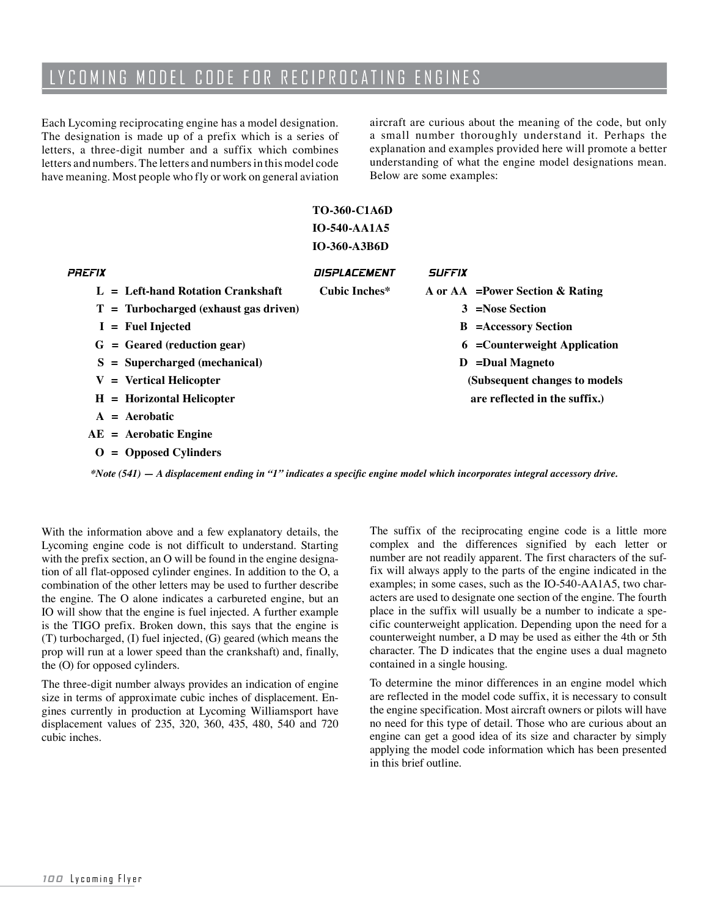## LYCOMING MODEL CODE FOR RECIPROCATING ENGINES

Each Lycoming reciprocating engine has a model designation. The designation is made up of a prefix which is a series of letters, a three-digit number and a suffix which combines letters and numbers. The letters and numbers in this model code have meaning. Most people who fly or work on general aviation aircraft are curious about the meaning of the code, but only a small number thoroughly understand it. Perhaps the explanation and examples provided here will promote a better understanding of what the engine model designations mean. Below are some examples:

**TO-360-C1A6D**
**IO-540-AA1A5**
**IO-360-A3B6D**

| PREFIX | DISPLACEMENT | SUFFIX |
|---|---|---|
| **L = Left-hand Rotation Crankshaft** | **Cubic Inches*** | **A or AA =Power Section & Rating** |
| **T = Turbocharged (exhaust gas driven)** | | **3 =Nose Section** |
| **I = Fuel Injected** | | **B =Accessory Section** |
| **G = Geared (reduction gear)** | | **6 =Counterweight Application** |
| **S = Supercharged (mechanical)** | | **D =Dual Magneto** |
| **V = Vertical Helicopter** | | **(Subsequent changes to models** |
| **H = Horizontal Helicopter** | | **are reflected in the suffix.)** |
| **A = Aerobatic** | | |
| **AE = Aerobatic Engine** | | |
| **O = Opposed Cylinders** | | |

***Note (541) — A displacement ending in "1" indicates a specific engine model which incorporates integral accessory drive.***

With the information above and a few explanatory details, the Lycoming engine code is not difficult to understand. Starting with the prefix section, an O will be found in the engine designation of all flat-opposed cylinder engines. In addition to the O, a combination of the other letters may be used to further describe the engine. The O alone indicates a carbureted engine, but an IO will show that the engine is fuel injected. A further example is the TIGO prefix. Broken down, this says that the engine is (T) turbocharged, (I) fuel injected, (G) geared (which means the prop will run at a lower speed than the crankshaft) and, finally, the (O) for opposed cylinders.

The three-digit number always provides an indication of engine size in terms of approximate cubic inches of displacement. Engines currently in production at Lycoming Williamsport have displacement values of 235, 320, 360, 435, 480, 540 and 720 cubic inches.

The suffix of the reciprocating engine code is a little more complex and the differences signified by each letter or number are not readily apparent. The first characters of the suffix will always apply to the parts of the engine indicated in the examples; in some cases, such as the IO-540-AA1A5, two characters are used to designate one section of the engine. The fourth place in the suffix will usually be a number to indicate a specific counterweight application. Depending upon the need for a counterweight number, a D may be used as either the 4th or 5th character. The D indicates that the engine uses a dual magneto contained in a single housing.

To determine the minor differences in an engine model which are reflected in the model code suffix, it is necessary to consult the engine specification. Most aircraft owners or pilots will have no need for this type of detail. Those who are curious about an engine can get a good idea of its size and character by simply applying the model code information which has been presented in this brief outline.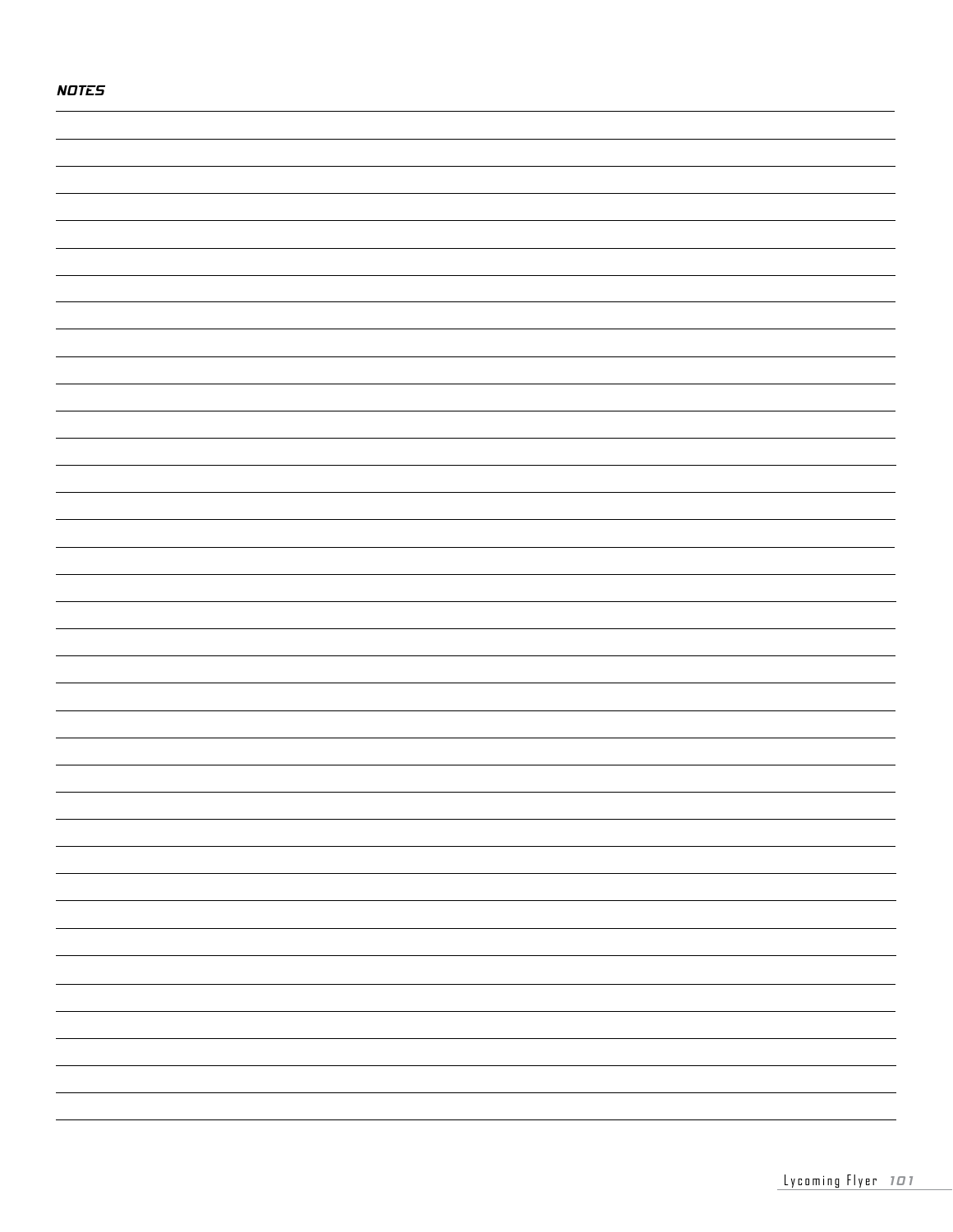## NOTES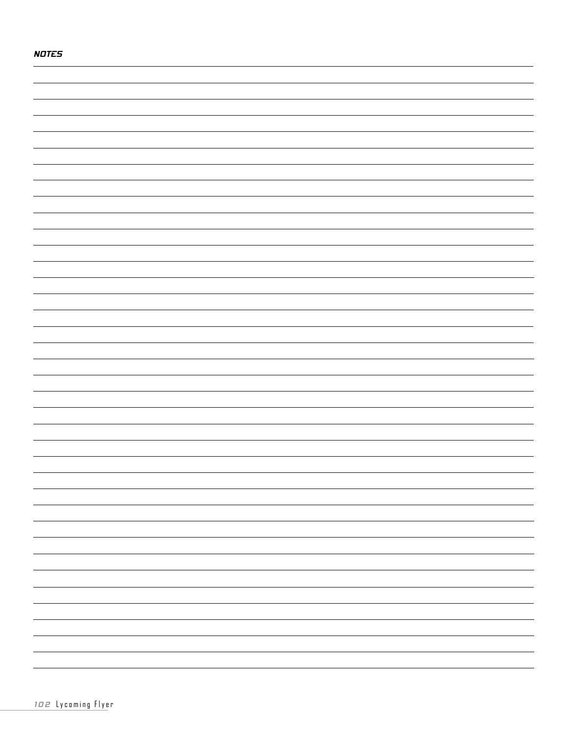## NOTES